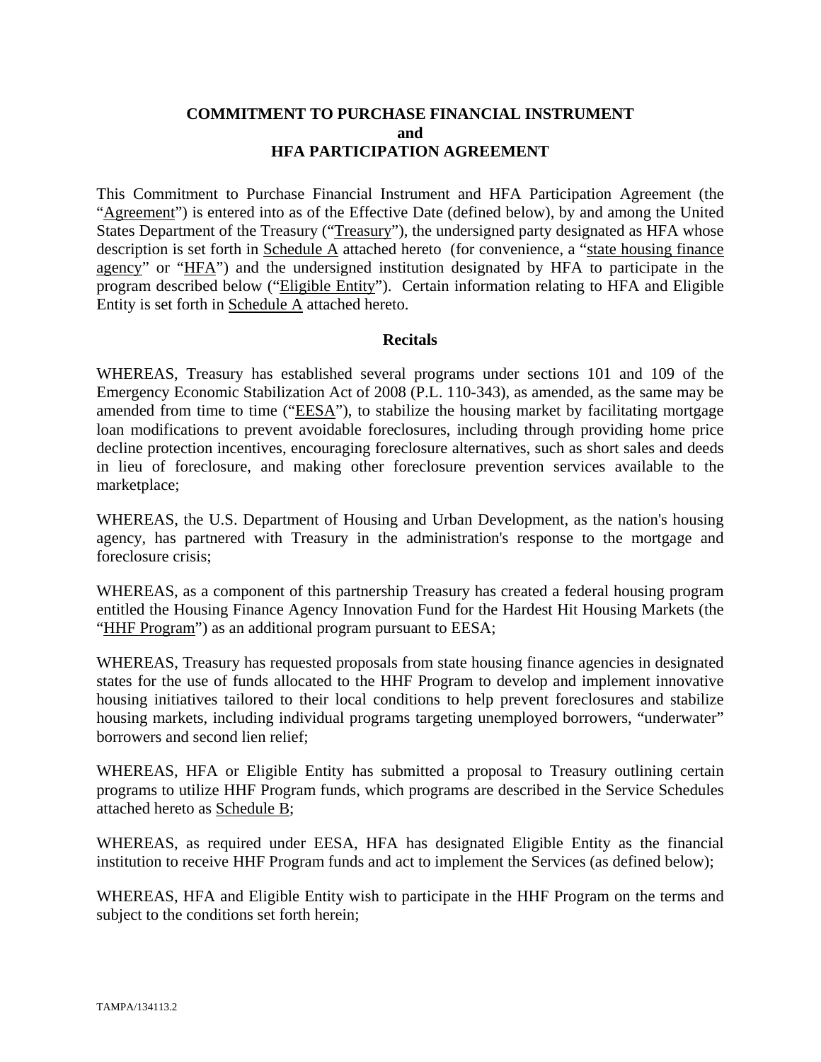# COMMITMENT TO PURCHASE FINANCIAL INSTRUMENT
## and
## HFA PARTICIPATION AGREEMENT

This Commitment to Purchase Financial Instrument and HFA Participation Agreement (the "Agreement") is entered into as of the Effective Date (defined below), by and among the United States Department of the Treasury ("Treasury"), the undersigned party designated as HFA whose description is set forth in Schedule A attached hereto (for convenience, a "state housing finance agency" or "HFA") and the undersigned institution designated by HFA to participate in the program described below ("Eligible Entity"). Certain information relating to HFA and Eligible Entity is set forth in Schedule A attached hereto.

### Recitals

WHEREAS, Treasury has established several programs under sections 101 and 109 of the Emergency Economic Stabilization Act of 2008 (P.L. 110-343), as amended, as the same may be amended from time to time ("EESA"), to stabilize the housing market by facilitating mortgage loan modifications to prevent avoidable foreclosures, including through providing home price decline protection incentives, encouraging foreclosure alternatives, such as short sales and deeds in lieu of foreclosure, and making other foreclosure prevention services available to the marketplace;

WHEREAS, the U.S. Department of Housing and Urban Development, as the nation's housing agency, has partnered with Treasury in the administration's response to the mortgage and foreclosure crisis;

WHEREAS, as a component of this partnership Treasury has created a federal housing program entitled the Housing Finance Agency Innovation Fund for the Hardest Hit Housing Markets (the "HHF Program") as an additional program pursuant to EESA;

WHEREAS, Treasury has requested proposals from state housing finance agencies in designated states for the use of funds allocated to the HHF Program to develop and implement innovative housing initiatives tailored to their local conditions to help prevent foreclosures and stabilize housing markets, including individual programs targeting unemployed borrowers, "underwater" borrowers and second lien relief;

WHEREAS, HFA or Eligible Entity has submitted a proposal to Treasury outlining certain programs to utilize HHF Program funds, which programs are described in the Service Schedules attached hereto as Schedule B;

WHEREAS, as required under EESA, HFA has designated Eligible Entity as the financial institution to receive HHF Program funds and act to implement the Services (as defined below);

WHEREAS, HFA and Eligible Entity wish to participate in the HHF Program on the terms and subject to the conditions set forth herein;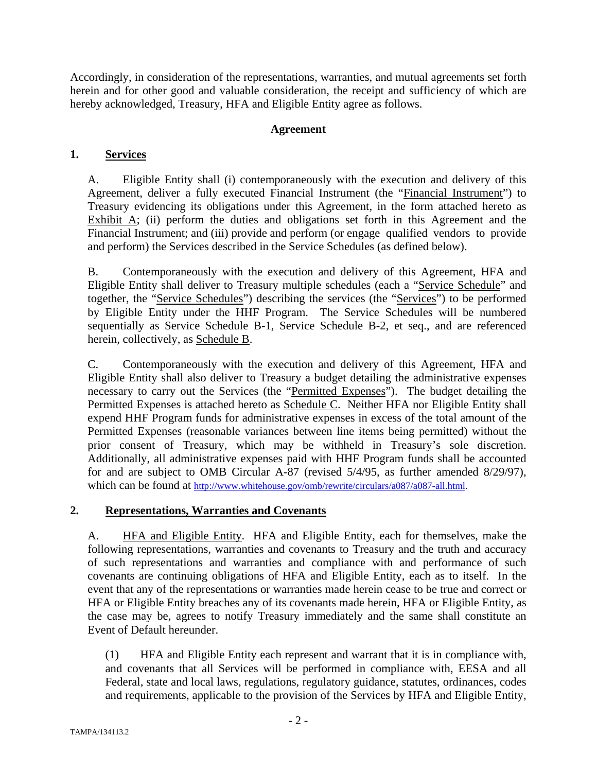Accordingly, in consideration of the representations, warranties, and mutual agreements set forth herein and for other good and valuable consideration, the receipt and sufficiency of which are hereby acknowledged, Treasury, HFA and Eligible Entity agree as follows.

**Agreement**

## 1. Services

A. Eligible Entity shall (i) contemporaneously with the execution and delivery of this Agreement, deliver a fully executed Financial Instrument (the "Financial Instrument") to Treasury evidencing its obligations under this Agreement, in the form attached hereto as Exhibit A; (ii) perform the duties and obligations set forth in this Agreement and the Financial Instrument; and (iii) provide and perform (or engage qualified vendors to provide and perform) the Services described in the Service Schedules (as defined below).

B. Contemporaneously with the execution and delivery of this Agreement, HFA and Eligible Entity shall deliver to Treasury multiple schedules (each a "Service Schedule" and together, the "Service Schedules") describing the services (the "Services") to be performed by Eligible Entity under the HHF Program. The Service Schedules will be numbered sequentially as Service Schedule B-1, Service Schedule B-2, et seq., and are referenced herein, collectively, as Schedule B.

C. Contemporaneously with the execution and delivery of this Agreement, HFA and Eligible Entity shall also deliver to Treasury a budget detailing the administrative expenses necessary to carry out the Services (the "Permitted Expenses"). The budget detailing the Permitted Expenses is attached hereto as Schedule C. Neither HFA nor Eligible Entity shall expend HHF Program funds for administrative expenses in excess of the total amount of the Permitted Expenses (reasonable variances between line items being permitted) without the prior consent of Treasury, which may be withheld in Treasury's sole discretion. Additionally, all administrative expenses paid with HHF Program funds shall be accounted for and are subject to OMB Circular A-87 (revised 5/4/95, as further amended 8/29/97), which can be found at http://www.whitehouse.gov/omb/rewrite/circulars/a087/a087-all.html.

## 2. Representations, Warranties and Covenants

A. HFA and Eligible Entity. HFA and Eligible Entity, each for themselves, make the following representations, warranties and covenants to Treasury and the truth and accuracy of such representations and warranties and compliance with and performance of such covenants are continuing obligations of HFA and Eligible Entity, each as to itself. In the event that any of the representations or warranties made herein cease to be true and correct or HFA or Eligible Entity breaches any of its covenants made herein, HFA or Eligible Entity, as the case may be, agrees to notify Treasury immediately and the same shall constitute an Event of Default hereunder.

(1) HFA and Eligible Entity each represent and warrant that it is in compliance with, and covenants that all Services will be performed in compliance with, EESA and all Federal, state and local laws, regulations, regulatory guidance, statutes, ordinances, codes and requirements, applicable to the provision of the Services by HFA and Eligible Entity,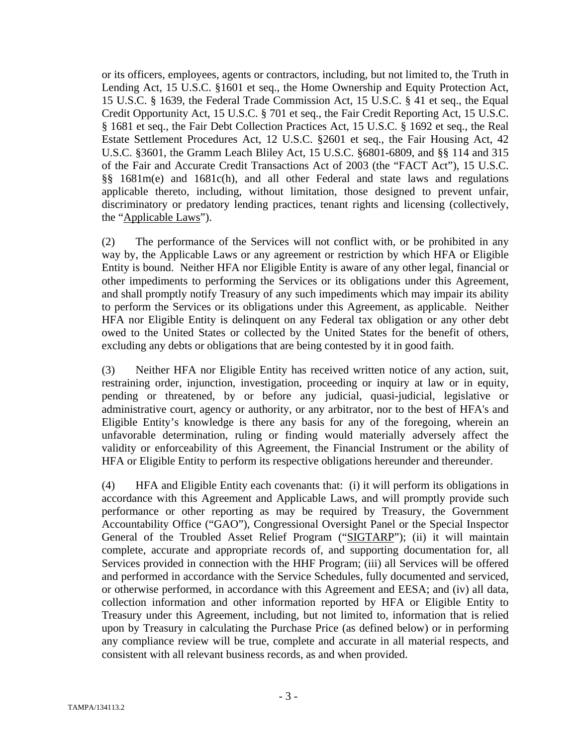or its officers, employees, agents or contractors, including, but not limited to, the Truth in Lending Act, 15 U.S.C. §1601 et seq., the Home Ownership and Equity Protection Act, 15 U.S.C. § 1639, the Federal Trade Commission Act, 15 U.S.C. § 41 et seq., the Equal Credit Opportunity Act, 15 U.S.C. § 701 et seq., the Fair Credit Reporting Act, 15 U.S.C. § 1681 et seq., the Fair Debt Collection Practices Act, 15 U.S.C. § 1692 et seq., the Real Estate Settlement Procedures Act, 12 U.S.C. §2601 et seq., the Fair Housing Act, 42 U.S.C. §3601, the Gramm Leach Bliley Act, 15 U.S.C. §6801-6809, and §§ 114 and 315 of the Fair and Accurate Credit Transactions Act of 2003 (the "FACT Act"), 15 U.S.C. §§ 1681m(e) and 1681c(h), and all other Federal and state laws and regulations applicable thereto, including, without limitation, those designed to prevent unfair, discriminatory or predatory lending practices, tenant rights and licensing (collectively, the "Applicable Laws").

(2) The performance of the Services will not conflict with, or be prohibited in any way by, the Applicable Laws or any agreement or restriction by which HFA or Eligible Entity is bound. Neither HFA nor Eligible Entity is aware of any other legal, financial or other impediments to performing the Services or its obligations under this Agreement, and shall promptly notify Treasury of any such impediments which may impair its ability to perform the Services or its obligations under this Agreement, as applicable. Neither HFA nor Eligible Entity is delinquent on any Federal tax obligation or any other debt owed to the United States or collected by the United States for the benefit of others, excluding any debts or obligations that are being contested by it in good faith.

(3) Neither HFA nor Eligible Entity has received written notice of any action, suit, restraining order, injunction, investigation, proceeding or inquiry at law or in equity, pending or threatened, by or before any judicial, quasi-judicial, legislative or administrative court, agency or authority, or any arbitrator, nor to the best of HFA's and Eligible Entity's knowledge is there any basis for any of the foregoing, wherein an unfavorable determination, ruling or finding would materially adversely affect the validity or enforceability of this Agreement, the Financial Instrument or the ability of HFA or Eligible Entity to perform its respective obligations hereunder and thereunder.

(4) HFA and Eligible Entity each covenants that: (i) it will perform its obligations in accordance with this Agreement and Applicable Laws, and will promptly provide such performance or other reporting as may be required by Treasury, the Government Accountability Office ("GAO"), Congressional Oversight Panel or the Special Inspector General of the Troubled Asset Relief Program ("SIGTARP"); (ii) it will maintain complete, accurate and appropriate records of, and supporting documentation for, all Services provided in connection with the HHF Program; (iii) all Services will be offered and performed in accordance with the Service Schedules, fully documented and serviced, or otherwise performed, in accordance with this Agreement and EESA; and (iv) all data, collection information and other information reported by HFA or Eligible Entity to Treasury under this Agreement, including, but not limited to, information that is relied upon by Treasury in calculating the Purchase Price (as defined below) or in performing any compliance review will be true, complete and accurate in all material respects, and consistent with all relevant business records, as and when provided.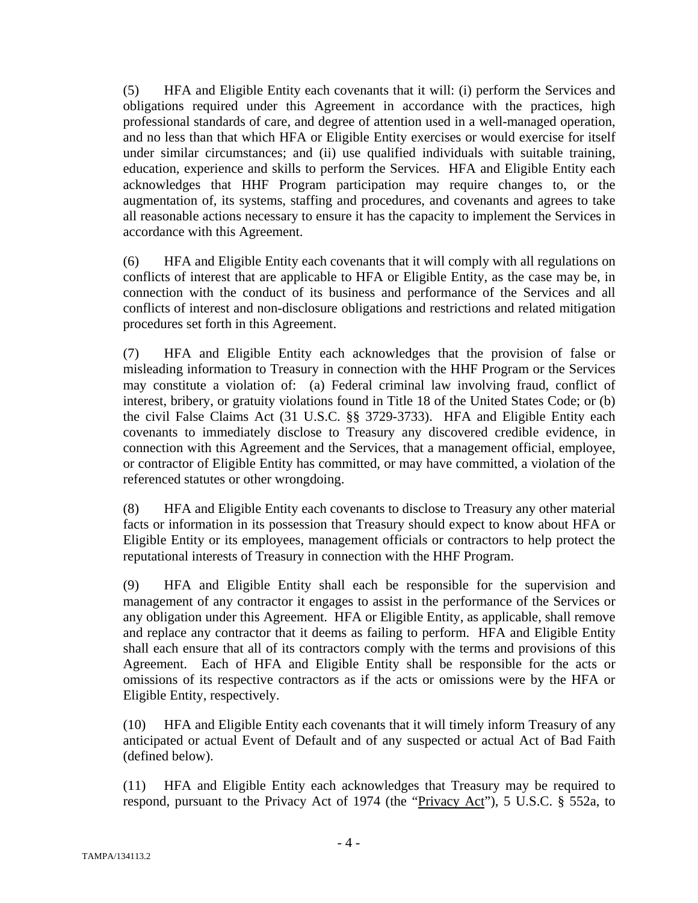(5) HFA and Eligible Entity each covenants that it will: (i) perform the Services and obligations required under this Agreement in accordance with the practices, high professional standards of care, and degree of attention used in a well-managed operation, and no less than that which HFA or Eligible Entity exercises or would exercise for itself under similar circumstances; and (ii) use qualified individuals with suitable training, education, experience and skills to perform the Services. HFA and Eligible Entity each acknowledges that HHF Program participation may require changes to, or the augmentation of, its systems, staffing and procedures, and covenants and agrees to take all reasonable actions necessary to ensure it has the capacity to implement the Services in accordance with this Agreement.

(6) HFA and Eligible Entity each covenants that it will comply with all regulations on conflicts of interest that are applicable to HFA or Eligible Entity, as the case may be, in connection with the conduct of its business and performance of the Services and all conflicts of interest and non-disclosure obligations and restrictions and related mitigation procedures set forth in this Agreement.

(7) HFA and Eligible Entity each acknowledges that the provision of false or misleading information to Treasury in connection with the HHF Program or the Services may constitute a violation of: (a) Federal criminal law involving fraud, conflict of interest, bribery, or gratuity violations found in Title 18 of the United States Code; or (b) the civil False Claims Act (31 U.S.C. §§ 3729-3733). HFA and Eligible Entity each covenants to immediately disclose to Treasury any discovered credible evidence, in connection with this Agreement and the Services, that a management official, employee, or contractor of Eligible Entity has committed, or may have committed, a violation of the referenced statutes or other wrongdoing.

(8) HFA and Eligible Entity each covenants to disclose to Treasury any other material facts or information in its possession that Treasury should expect to know about HFA or Eligible Entity or its employees, management officials or contractors to help protect the reputational interests of Treasury in connection with the HHF Program.

(9) HFA and Eligible Entity shall each be responsible for the supervision and management of any contractor it engages to assist in the performance of the Services or any obligation under this Agreement. HFA or Eligible Entity, as applicable, shall remove and replace any contractor that it deems as failing to perform. HFA and Eligible Entity shall each ensure that all of its contractors comply with the terms and provisions of this Agreement. Each of HFA and Eligible Entity shall be responsible for the acts or omissions of its respective contractors as if the acts or omissions were by the HFA or Eligible Entity, respectively.

(10) HFA and Eligible Entity each covenants that it will timely inform Treasury of any anticipated or actual Event of Default and of any suspected or actual Act of Bad Faith (defined below).

(11) HFA and Eligible Entity each acknowledges that Treasury may be required to respond, pursuant to the Privacy Act of 1974 (the "Privacy Act"), 5 U.S.C. § 552a, to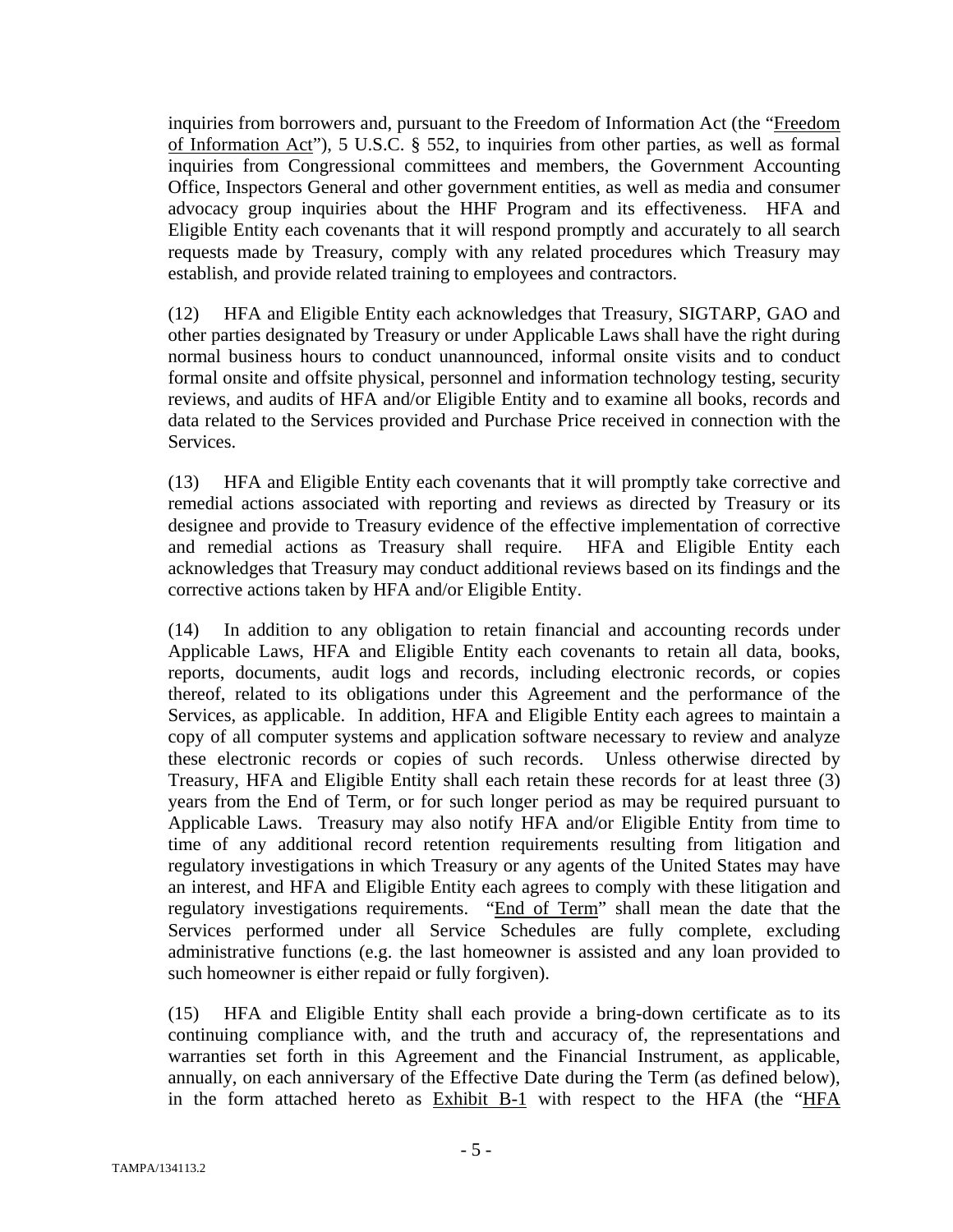inquiries from borrowers and, pursuant to the Freedom of Information Act (the "Freedom of Information Act"), 5 U.S.C. § 552, to inquiries from other parties, as well as formal inquiries from Congressional committees and members, the Government Accounting Office, Inspectors General and other government entities, as well as media and consumer advocacy group inquiries about the HHF Program and its effectiveness. HFA and Eligible Entity each covenants that it will respond promptly and accurately to all search requests made by Treasury, comply with any related procedures which Treasury may establish, and provide related training to employees and contractors.

(12) HFA and Eligible Entity each acknowledges that Treasury, SIGTARP, GAO and other parties designated by Treasury or under Applicable Laws shall have the right during normal business hours to conduct unannounced, informal onsite visits and to conduct formal onsite and offsite physical, personnel and information technology testing, security reviews, and audits of HFA and/or Eligible Entity and to examine all books, records and data related to the Services provided and Purchase Price received in connection with the Services.

(13) HFA and Eligible Entity each covenants that it will promptly take corrective and remedial actions associated with reporting and reviews as directed by Treasury or its designee and provide to Treasury evidence of the effective implementation of corrective and remedial actions as Treasury shall require. HFA and Eligible Entity each acknowledges that Treasury may conduct additional reviews based on its findings and the corrective actions taken by HFA and/or Eligible Entity.

(14) In addition to any obligation to retain financial and accounting records under Applicable Laws, HFA and Eligible Entity each covenants to retain all data, books, reports, documents, audit logs and records, including electronic records, or copies thereof, related to its obligations under this Agreement and the performance of the Services, as applicable. In addition, HFA and Eligible Entity each agrees to maintain a copy of all computer systems and application software necessary to review and analyze these electronic records or copies of such records. Unless otherwise directed by Treasury, HFA and Eligible Entity shall each retain these records for at least three (3) years from the End of Term, or for such longer period as may be required pursuant to Applicable Laws. Treasury may also notify HFA and/or Eligible Entity from time to time of any additional record retention requirements resulting from litigation and regulatory investigations in which Treasury or any agents of the United States may have an interest, and HFA and Eligible Entity each agrees to comply with these litigation and regulatory investigations requirements. "End of Term" shall mean the date that the Services performed under all Service Schedules are fully complete, excluding administrative functions (e.g. the last homeowner is assisted and any loan provided to such homeowner is either repaid or fully forgiven).

(15) HFA and Eligible Entity shall each provide a bring-down certificate as to its continuing compliance with, and the truth and accuracy of, the representations and warranties set forth in this Agreement and the Financial Instrument, as applicable, annually, on each anniversary of the Effective Date during the Term (as defined below), in the form attached hereto as Exhibit B-1 with respect to the HFA (the "HFA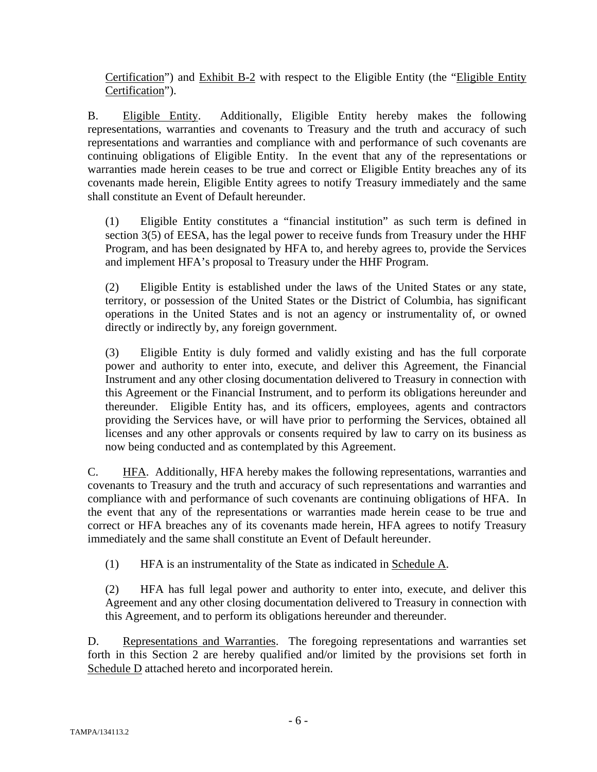Certification") and Exhibit B-2 with respect to the Eligible Entity (the "Eligible Entity Certification").

B. Eligible Entity. Additionally, Eligible Entity hereby makes the following representations, warranties and covenants to Treasury and the truth and accuracy of such representations and warranties and compliance with and performance of such covenants are continuing obligations of Eligible Entity. In the event that any of the representations or warranties made herein ceases to be true and correct or Eligible Entity breaches any of its covenants made herein, Eligible Entity agrees to notify Treasury immediately and the same shall constitute an Event of Default hereunder.

(1) Eligible Entity constitutes a "financial institution" as such term is defined in section 3(5) of EESA, has the legal power to receive funds from Treasury under the HHF Program, and has been designated by HFA to, and hereby agrees to, provide the Services and implement HFA's proposal to Treasury under the HHF Program.

(2) Eligible Entity is established under the laws of the United States or any state, territory, or possession of the United States or the District of Columbia, has significant operations in the United States and is not an agency or instrumentality of, or owned directly or indirectly by, any foreign government.

(3) Eligible Entity is duly formed and validly existing and has the full corporate power and authority to enter into, execute, and deliver this Agreement, the Financial Instrument and any other closing documentation delivered to Treasury in connection with this Agreement or the Financial Instrument, and to perform its obligations hereunder and thereunder. Eligible Entity has, and its officers, employees, agents and contractors providing the Services have, or will have prior to performing the Services, obtained all licenses and any other approvals or consents required by law to carry on its business as now being conducted and as contemplated by this Agreement.

C. HFA. Additionally, HFA hereby makes the following representations, warranties and covenants to Treasury and the truth and accuracy of such representations and warranties and compliance with and performance of such covenants are continuing obligations of HFA. In the event that any of the representations or warranties made herein cease to be true and correct or HFA breaches any of its covenants made herein, HFA agrees to notify Treasury immediately and the same shall constitute an Event of Default hereunder.

(1) HFA is an instrumentality of the State as indicated in Schedule A.

(2) HFA has full legal power and authority to enter into, execute, and deliver this Agreement and any other closing documentation delivered to Treasury in connection with this Agreement, and to perform its obligations hereunder and thereunder.

D. Representations and Warranties. The foregoing representations and warranties set forth in this Section 2 are hereby qualified and/or limited by the provisions set forth in Schedule D attached hereto and incorporated herein.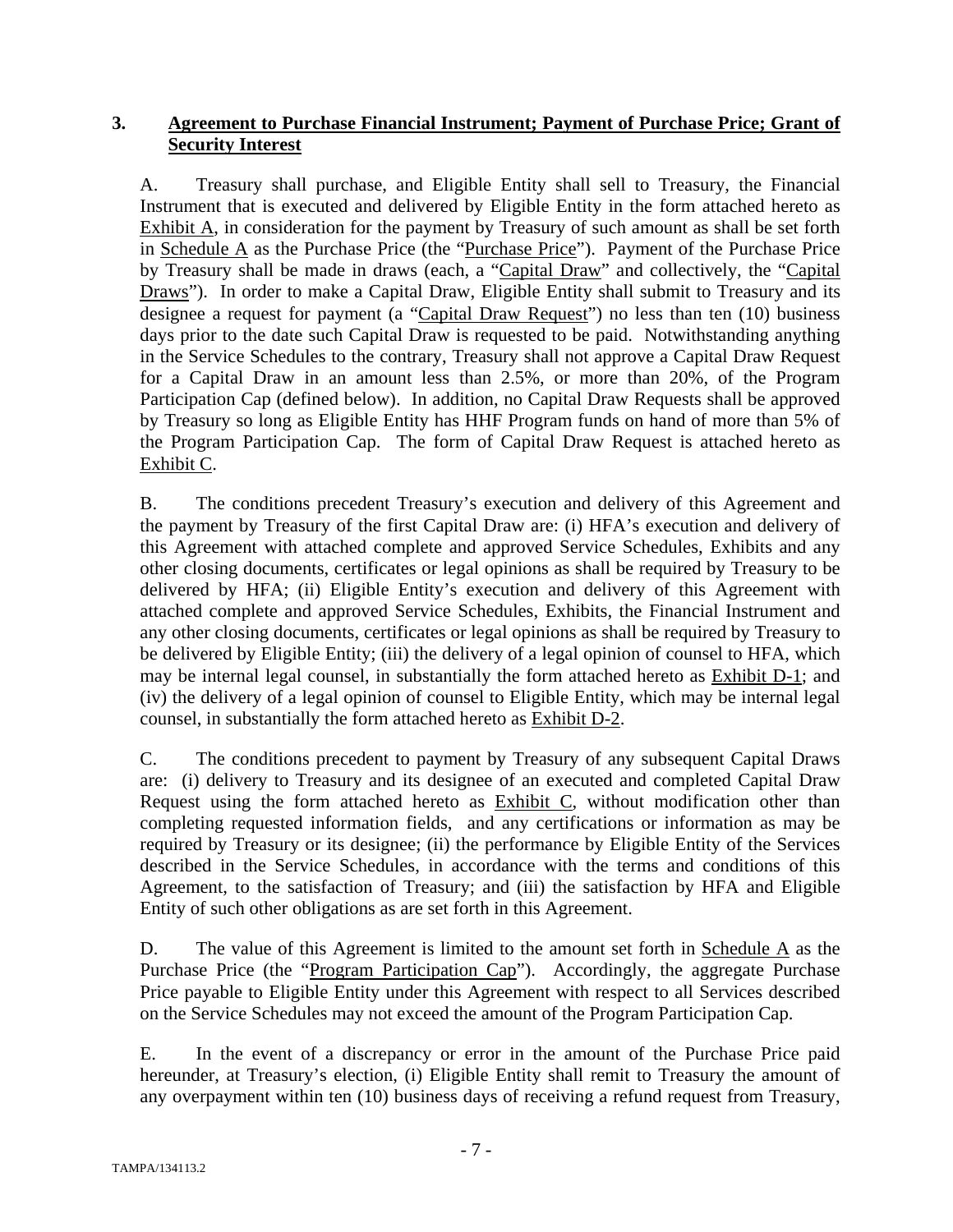### 3. <u>Agreement to Purchase Financial Instrument; Payment of Purchase Price; Grant of Security Interest</u>

A. Treasury shall purchase, and Eligible Entity shall sell to Treasury, the Financial Instrument that is executed and delivered by Eligible Entity in the form attached hereto as <u>Exhibit A</u>, in consideration for the payment by Treasury of such amount as shall be set forth in <u>Schedule A</u> as the Purchase Price (the "<u>Purchase Price</u>"). Payment of the Purchase Price by Treasury shall be made in draws (each, a "<u>Capital Draw</u>" and collectively, the "<u>Capital Draws</u>"). In order to make a Capital Draw, Eligible Entity shall submit to Treasury and its designee a request for payment (a "<u>Capital Draw Request</u>") no less than ten (10) business days prior to the date such Capital Draw is requested to be paid. Notwithstanding anything in the Service Schedules to the contrary, Treasury shall not approve a Capital Draw Request for a Capital Draw in an amount less than 2.5%, or more than 20%, of the Program Participation Cap (defined below). In addition, no Capital Draw Requests shall be approved by Treasury so long as Eligible Entity has HHF Program funds on hand of more than 5% of the Program Participation Cap. The form of Capital Draw Request is attached hereto as <u>Exhibit C</u>.

B. The conditions precedent Treasury's execution and delivery of this Agreement and the payment by Treasury of the first Capital Draw are: (i) HFA's execution and delivery of this Agreement with attached complete and approved Service Schedules, Exhibits and any other closing documents, certificates or legal opinions as shall be required by Treasury to be delivered by HFA; (ii) Eligible Entity's execution and delivery of this Agreement with attached complete and approved Service Schedules, Exhibits, the Financial Instrument and any other closing documents, certificates or legal opinions as shall be required by Treasury to be delivered by Eligible Entity; (iii) the delivery of a legal opinion of counsel to HFA, which may be internal legal counsel, in substantially the form attached hereto as <u>Exhibit D-1</u>; and (iv) the delivery of a legal opinion of counsel to Eligible Entity, which may be internal legal counsel, in substantially the form attached hereto as <u>Exhibit D-2</u>.

C. The conditions precedent to payment by Treasury of any subsequent Capital Draws are: (i) delivery to Treasury and its designee of an executed and completed Capital Draw Request using the form attached hereto as <u>Exhibit C</u>, without modification other than completing requested information fields, and any certifications or information as may be required by Treasury or its designee; (ii) the performance by Eligible Entity of the Services described in the Service Schedules, in accordance with the terms and conditions of this Agreement, to the satisfaction of Treasury; and (iii) the satisfaction by HFA and Eligible Entity of such other obligations as are set forth in this Agreement.

D. The value of this Agreement is limited to the amount set forth in <u>Schedule A</u> as the Purchase Price (the "<u>Program Participation Cap</u>"). Accordingly, the aggregate Purchase Price payable to Eligible Entity under this Agreement with respect to all Services described on the Service Schedules may not exceed the amount of the Program Participation Cap.

E. In the event of a discrepancy or error in the amount of the Purchase Price paid hereunder, at Treasury's election, (i) Eligible Entity shall remit to Treasury the amount of any overpayment within ten (10) business days of receiving a refund request from Treasury,

TAMPA/134113.2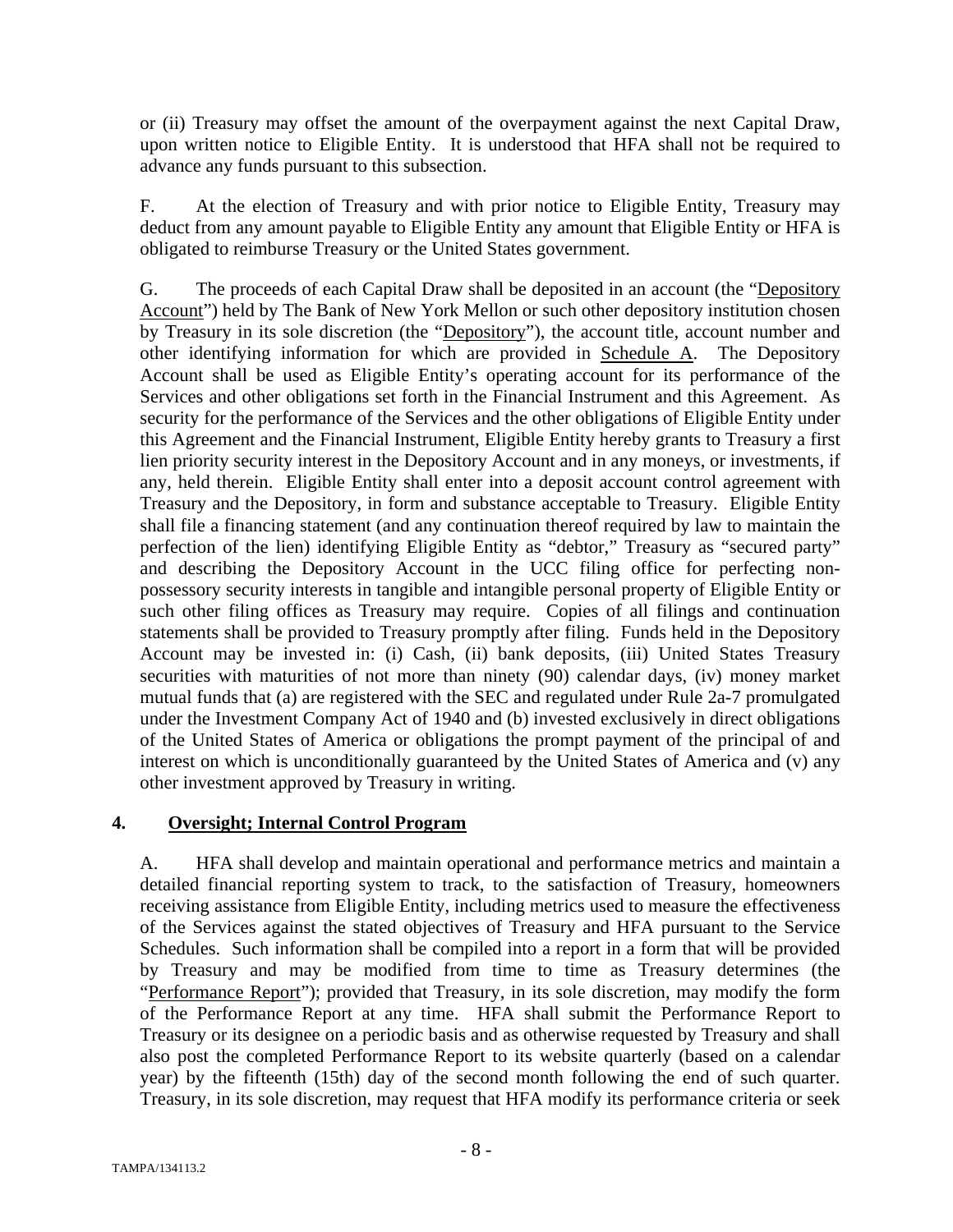or (ii) Treasury may offset the amount of the overpayment against the next Capital Draw, upon written notice to Eligible Entity. It is understood that HFA shall not be required to advance any funds pursuant to this subsection.

F. At the election of Treasury and with prior notice to Eligible Entity, Treasury may deduct from any amount payable to Eligible Entity any amount that Eligible Entity or HFA is obligated to reimburse Treasury or the United States government.

G. The proceeds of each Capital Draw shall be deposited in an account (the "Depository Account") held by The Bank of New York Mellon or such other depository institution chosen by Treasury in its sole discretion (the "Depository"), the account title, account number and other identifying information for which are provided in Schedule A. The Depository Account shall be used as Eligible Entity's operating account for its performance of the Services and other obligations set forth in the Financial Instrument and this Agreement. As security for the performance of the Services and the other obligations of Eligible Entity under this Agreement and the Financial Instrument, Eligible Entity hereby grants to Treasury a first lien priority security interest in the Depository Account and in any moneys, or investments, if any, held therein. Eligible Entity shall enter into a deposit account control agreement with Treasury and the Depository, in form and substance acceptable to Treasury. Eligible Entity shall file a financing statement (and any continuation thereof required by law to maintain the perfection of the lien) identifying Eligible Entity as "debtor," Treasury as "secured party" and describing the Depository Account in the UCC filing office for perfecting non-possessory security interests in tangible and intangible personal property of Eligible Entity or such other filing offices as Treasury may require. Copies of all filings and continuation statements shall be provided to Treasury promptly after filing. Funds held in the Depository Account may be invested in: (i) Cash, (ii) bank deposits, (iii) United States Treasury securities with maturities of not more than ninety (90) calendar days, (iv) money market mutual funds that (a) are registered with the SEC and regulated under Rule 2a-7 promulgated under the Investment Company Act of 1940 and (b) invested exclusively in direct obligations of the United States of America or obligations the prompt payment of the principal of and interest on which is unconditionally guaranteed by the United States of America and (v) any other investment approved by Treasury in writing.

## 4. Oversight; Internal Control Program

A. HFA shall develop and maintain operational and performance metrics and maintain a detailed financial reporting system to track, to the satisfaction of Treasury, homeowners receiving assistance from Eligible Entity, including metrics used to measure the effectiveness of the Services against the stated objectives of Treasury and HFA pursuant to the Service Schedules. Such information shall be compiled into a report in a form that will be provided by Treasury and may be modified from time to time as Treasury determines (the "Performance Report"); provided that Treasury, in its sole discretion, may modify the form of the Performance Report at any time. HFA shall submit the Performance Report to Treasury or its designee on a periodic basis and as otherwise requested by Treasury and shall also post the completed Performance Report to its website quarterly (based on a calendar year) by the fifteenth (15th) day of the second month following the end of such quarter. Treasury, in its sole discretion, may request that HFA modify its performance criteria or seek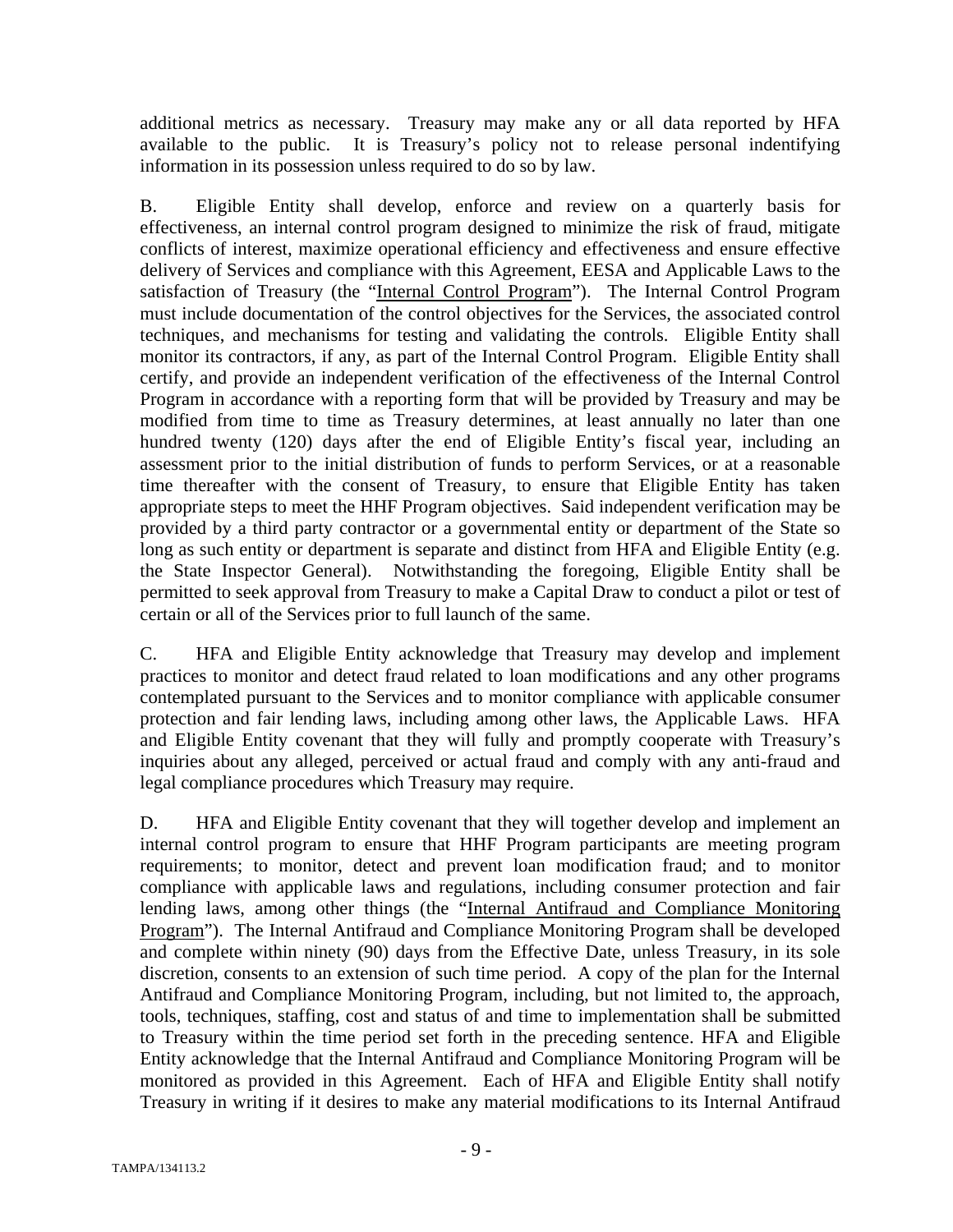additional metrics as necessary. Treasury may make any or all data reported by HFA available to the public. It is Treasury's policy not to release personal indentifying information in its possession unless required to do so by law.

B. Eligible Entity shall develop, enforce and review on a quarterly basis for effectiveness, an internal control program designed to minimize the risk of fraud, mitigate conflicts of interest, maximize operational efficiency and effectiveness and ensure effective delivery of Services and compliance with this Agreement, EESA and Applicable Laws to the satisfaction of Treasury (the "Internal Control Program"). The Internal Control Program must include documentation of the control objectives for the Services, the associated control techniques, and mechanisms for testing and validating the controls. Eligible Entity shall monitor its contractors, if any, as part of the Internal Control Program. Eligible Entity shall certify, and provide an independent verification of the effectiveness of the Internal Control Program in accordance with a reporting form that will be provided by Treasury and may be modified from time to time as Treasury determines, at least annually no later than one hundred twenty (120) days after the end of Eligible Entity's fiscal year, including an assessment prior to the initial distribution of funds to perform Services, or at a reasonable time thereafter with the consent of Treasury, to ensure that Eligible Entity has taken appropriate steps to meet the HHF Program objectives. Said independent verification may be provided by a third party contractor or a governmental entity or department of the State so long as such entity or department is separate and distinct from HFA and Eligible Entity (e.g. the State Inspector General). Notwithstanding the foregoing, Eligible Entity shall be permitted to seek approval from Treasury to make a Capital Draw to conduct a pilot or test of certain or all of the Services prior to full launch of the same.

C. HFA and Eligible Entity acknowledge that Treasury may develop and implement practices to monitor and detect fraud related to loan modifications and any other programs contemplated pursuant to the Services and to monitor compliance with applicable consumer protection and fair lending laws, including among other laws, the Applicable Laws. HFA and Eligible Entity covenant that they will fully and promptly cooperate with Treasury's inquiries about any alleged, perceived or actual fraud and comply with any anti-fraud and legal compliance procedures which Treasury may require.

D. HFA and Eligible Entity covenant that they will together develop and implement an internal control program to ensure that HHF Program participants are meeting program requirements; to monitor, detect and prevent loan modification fraud; and to monitor compliance with applicable laws and regulations, including consumer protection and fair lending laws, among other things (the "Internal Antifraud and Compliance Monitoring Program"). The Internal Antifraud and Compliance Monitoring Program shall be developed and complete within ninety (90) days from the Effective Date, unless Treasury, in its sole discretion, consents to an extension of such time period. A copy of the plan for the Internal Antifraud and Compliance Monitoring Program, including, but not limited to, the approach, tools, techniques, staffing, cost and status of and time to implementation shall be submitted to Treasury within the time period set forth in the preceding sentence. HFA and Eligible Entity acknowledge that the Internal Antifraud and Compliance Monitoring Program will be monitored as provided in this Agreement. Each of HFA and Eligible Entity shall notify Treasury in writing if it desires to make any material modifications to its Internal Antifraud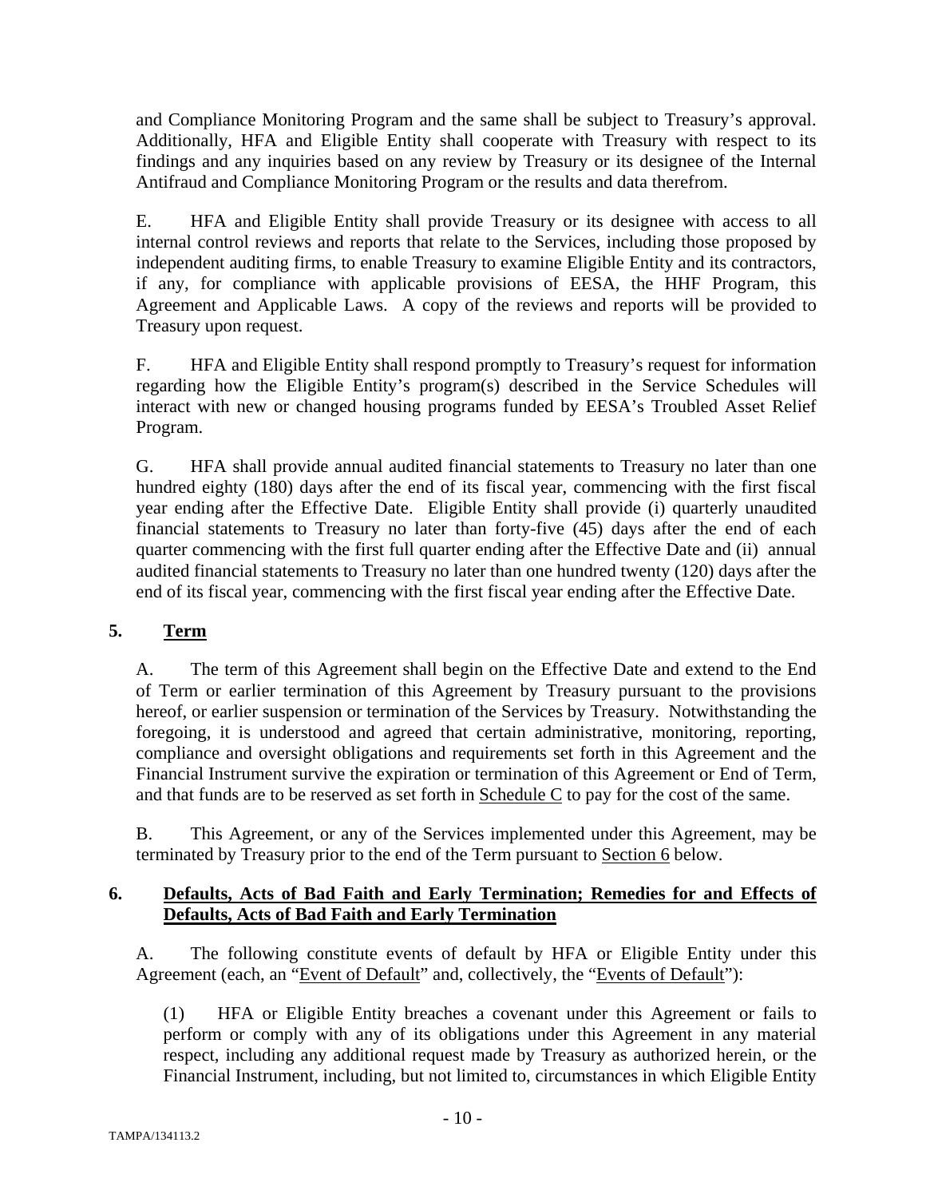and Compliance Monitoring Program and the same shall be subject to Treasury's approval. Additionally, HFA and Eligible Entity shall cooperate with Treasury with respect to its findings and any inquiries based on any review by Treasury or its designee of the Internal Antifraud and Compliance Monitoring Program or the results and data therefrom.

E. HFA and Eligible Entity shall provide Treasury or its designee with access to all internal control reviews and reports that relate to the Services, including those proposed by independent auditing firms, to enable Treasury to examine Eligible Entity and its contractors, if any, for compliance with applicable provisions of EESA, the HHF Program, this Agreement and Applicable Laws. A copy of the reviews and reports will be provided to Treasury upon request.

F. HFA and Eligible Entity shall respond promptly to Treasury's request for information regarding how the Eligible Entity's program(s) described in the Service Schedules will interact with new or changed housing programs funded by EESA's Troubled Asset Relief Program.

G. HFA shall provide annual audited financial statements to Treasury no later than one hundred eighty (180) days after the end of its fiscal year, commencing with the first fiscal year ending after the Effective Date. Eligible Entity shall provide (i) quarterly unaudited financial statements to Treasury no later than forty-five (45) days after the end of each quarter commencing with the first full quarter ending after the Effective Date and (ii) annual audited financial statements to Treasury no later than one hundred twenty (120) days after the end of its fiscal year, commencing with the first fiscal year ending after the Effective Date.

## 5. Term

A. The term of this Agreement shall begin on the Effective Date and extend to the End of Term or earlier termination of this Agreement by Treasury pursuant to the provisions hereof, or earlier suspension or termination of the Services by Treasury. Notwithstanding the foregoing, it is understood and agreed that certain administrative, monitoring, reporting, compliance and oversight obligations and requirements set forth in this Agreement and the Financial Instrument survive the expiration or termination of this Agreement or End of Term, and that funds are to be reserved as set forth in Schedule C to pay for the cost of the same.

B. This Agreement, or any of the Services implemented under this Agreement, may be terminated by Treasury prior to the end of the Term pursuant to Section 6 below.

## 6. Defaults, Acts of Bad Faith and Early Termination; Remedies for and Effects of Defaults, Acts of Bad Faith and Early Termination

A. The following constitute events of default by HFA or Eligible Entity under this Agreement (each, an "Event of Default" and, collectively, the "Events of Default"):

(1) HFA or Eligible Entity breaches a covenant under this Agreement or fails to perform or comply with any of its obligations under this Agreement in any material respect, including any additional request made by Treasury as authorized herein, or the Financial Instrument, including, but not limited to, circumstances in which Eligible Entity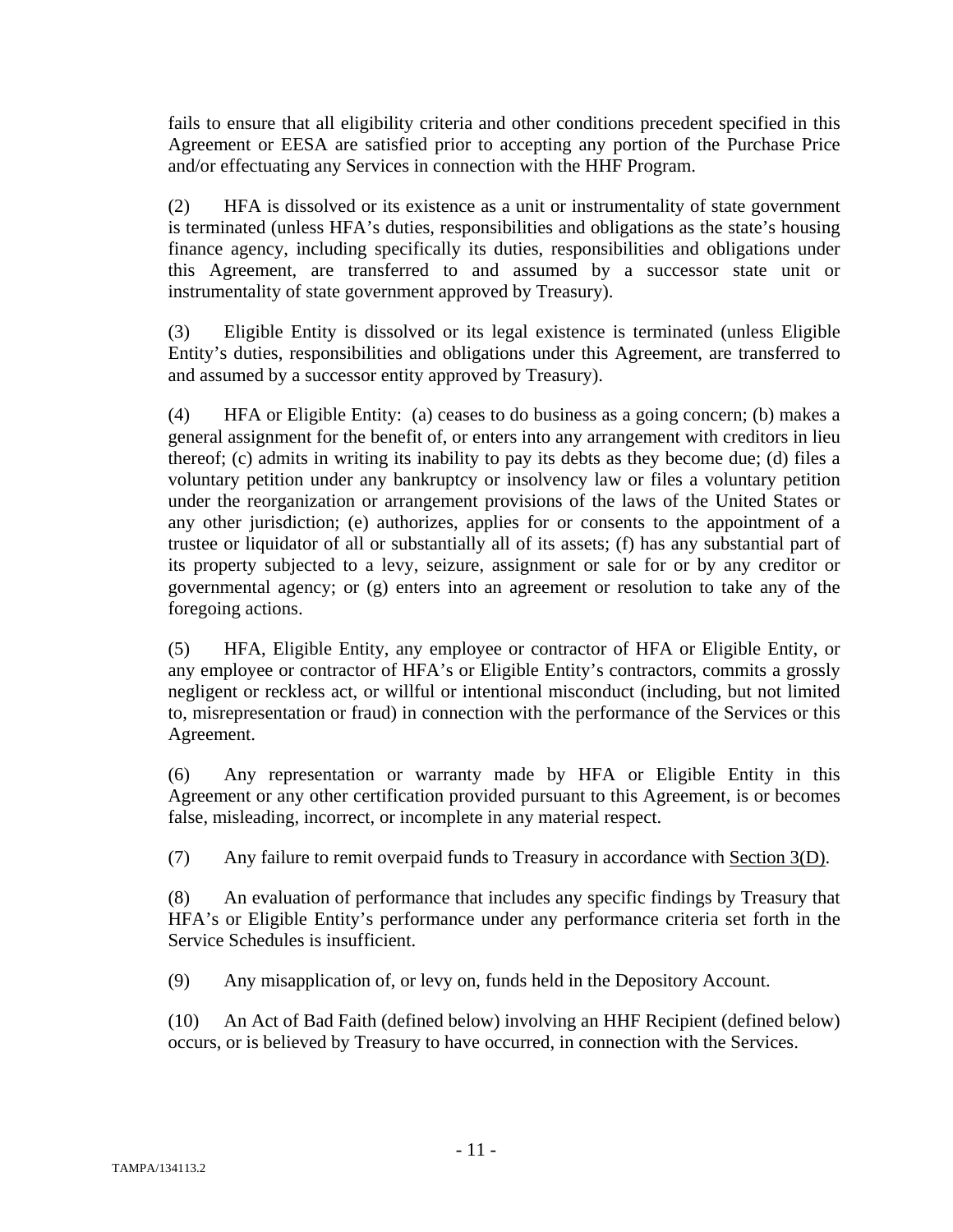fails to ensure that all eligibility criteria and other conditions precedent specified in this Agreement or EESA are satisfied prior to accepting any portion of the Purchase Price and/or effectuating any Services in connection with the HHF Program.

(2) HFA is dissolved or its existence as a unit or instrumentality of state government is terminated (unless HFA's duties, responsibilities and obligations as the state's housing finance agency, including specifically its duties, responsibilities and obligations under this Agreement, are transferred to and assumed by a successor state unit or instrumentality of state government approved by Treasury).

(3) Eligible Entity is dissolved or its legal existence is terminated (unless Eligible Entity's duties, responsibilities and obligations under this Agreement, are transferred to and assumed by a successor entity approved by Treasury).

(4) HFA or Eligible Entity: (a) ceases to do business as a going concern; (b) makes a general assignment for the benefit of, or enters into any arrangement with creditors in lieu thereof; (c) admits in writing its inability to pay its debts as they become due; (d) files a voluntary petition under any bankruptcy or insolvency law or files a voluntary petition under the reorganization or arrangement provisions of the laws of the United States or any other jurisdiction; (e) authorizes, applies for or consents to the appointment of a trustee or liquidator of all or substantially all of its assets; (f) has any substantial part of its property subjected to a levy, seizure, assignment or sale for or by any creditor or governmental agency; or (g) enters into an agreement or resolution to take any of the foregoing actions.

(5) HFA, Eligible Entity, any employee or contractor of HFA or Eligible Entity, or any employee or contractor of HFA's or Eligible Entity's contractors, commits a grossly negligent or reckless act, or willful or intentional misconduct (including, but not limited to, misrepresentation or fraud) in connection with the performance of the Services or this Agreement.

(6) Any representation or warranty made by HFA or Eligible Entity in this Agreement or any other certification provided pursuant to this Agreement, is or becomes false, misleading, incorrect, or incomplete in any material respect.

(7) Any failure to remit overpaid funds to Treasury in accordance with Section 3(D).

(8) An evaluation of performance that includes any specific findings by Treasury that HFA's or Eligible Entity's performance under any performance criteria set forth in the Service Schedules is insufficient.

(9) Any misapplication of, or levy on, funds held in the Depository Account.

(10) An Act of Bad Faith (defined below) involving an HHF Recipient (defined below) occurs, or is believed by Treasury to have occurred, in connection with the Services.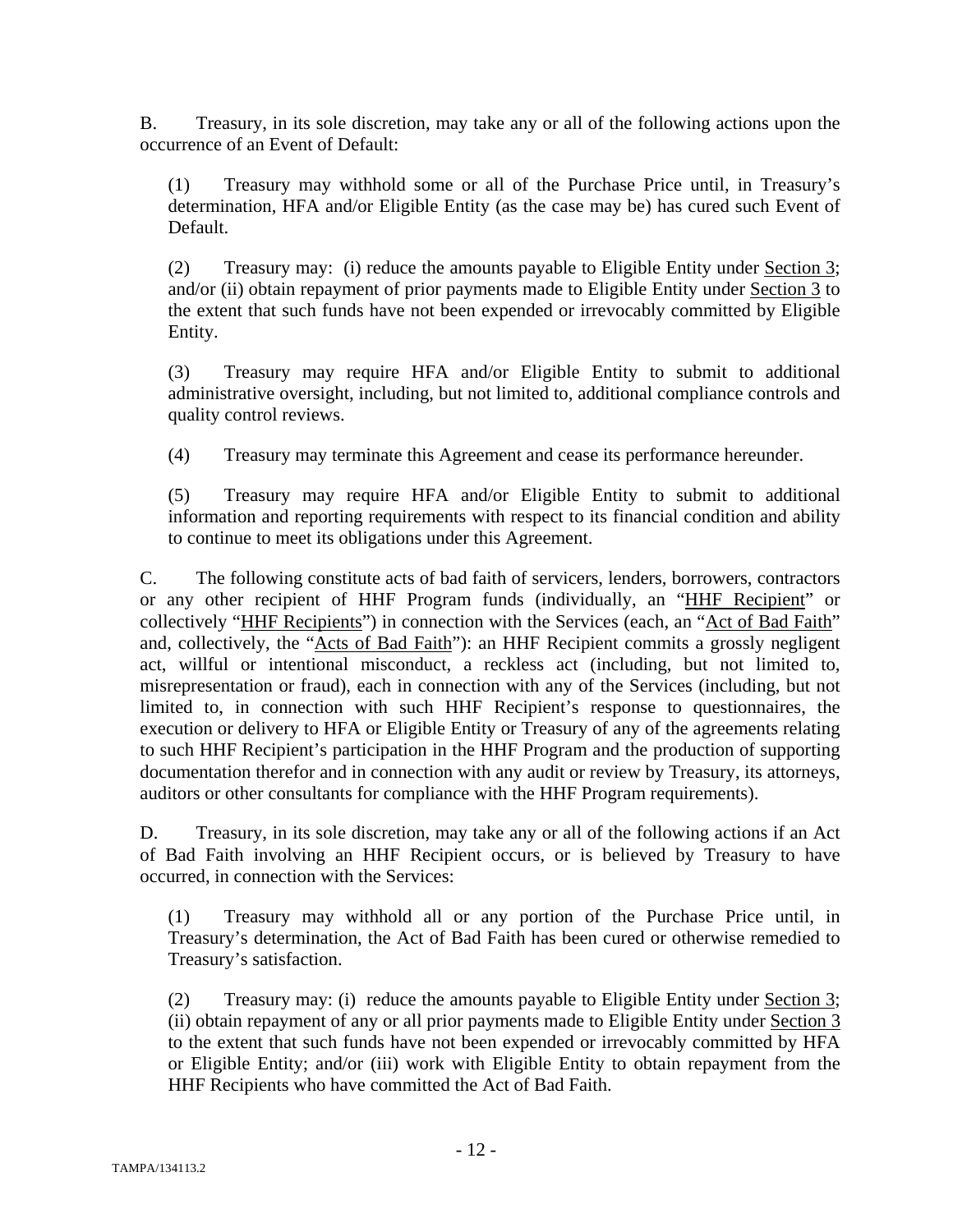B. Treasury, in its sole discretion, may take any or all of the following actions upon the occurrence of an Event of Default:

(1) Treasury may withhold some or all of the Purchase Price until, in Treasury's determination, HFA and/or Eligible Entity (as the case may be) has cured such Event of Default.

(2) Treasury may: (i) reduce the amounts payable to Eligible Entity under Section 3; and/or (ii) obtain repayment of prior payments made to Eligible Entity under Section 3 to the extent that such funds have not been expended or irrevocably committed by Eligible Entity.

(3) Treasury may require HFA and/or Eligible Entity to submit to additional administrative oversight, including, but not limited to, additional compliance controls and quality control reviews.

(4) Treasury may terminate this Agreement and cease its performance hereunder.

(5) Treasury may require HFA and/or Eligible Entity to submit to additional information and reporting requirements with respect to its financial condition and ability to continue to meet its obligations under this Agreement.

C. The following constitute acts of bad faith of servicers, lenders, borrowers, contractors or any other recipient of HHF Program funds (individually, an "HHF Recipient" or collectively "HHF Recipients") in connection with the Services (each, an "Act of Bad Faith" and, collectively, the "Acts of Bad Faith"): an HHF Recipient commits a grossly negligent act, willful or intentional misconduct, a reckless act (including, but not limited to, misrepresentation or fraud), each in connection with any of the Services (including, but not limited to, in connection with such HHF Recipient's response to questionnaires, the execution or delivery to HFA or Eligible Entity or Treasury of any of the agreements relating to such HHF Recipient's participation in the HHF Program and the production of supporting documentation therefor and in connection with any audit or review by Treasury, its attorneys, auditors or other consultants for compliance with the HHF Program requirements).

D. Treasury, in its sole discretion, may take any or all of the following actions if an Act of Bad Faith involving an HHF Recipient occurs, or is believed by Treasury to have occurred, in connection with the Services:

(1) Treasury may withhold all or any portion of the Purchase Price until, in Treasury's determination, the Act of Bad Faith has been cured or otherwise remedied to Treasury's satisfaction.

(2) Treasury may: (i) reduce the amounts payable to Eligible Entity under Section 3; (ii) obtain repayment of any or all prior payments made to Eligible Entity under Section 3 to the extent that such funds have not been expended or irrevocably committed by HFA or Eligible Entity; and/or (iii) work with Eligible Entity to obtain repayment from the HHF Recipients who have committed the Act of Bad Faith.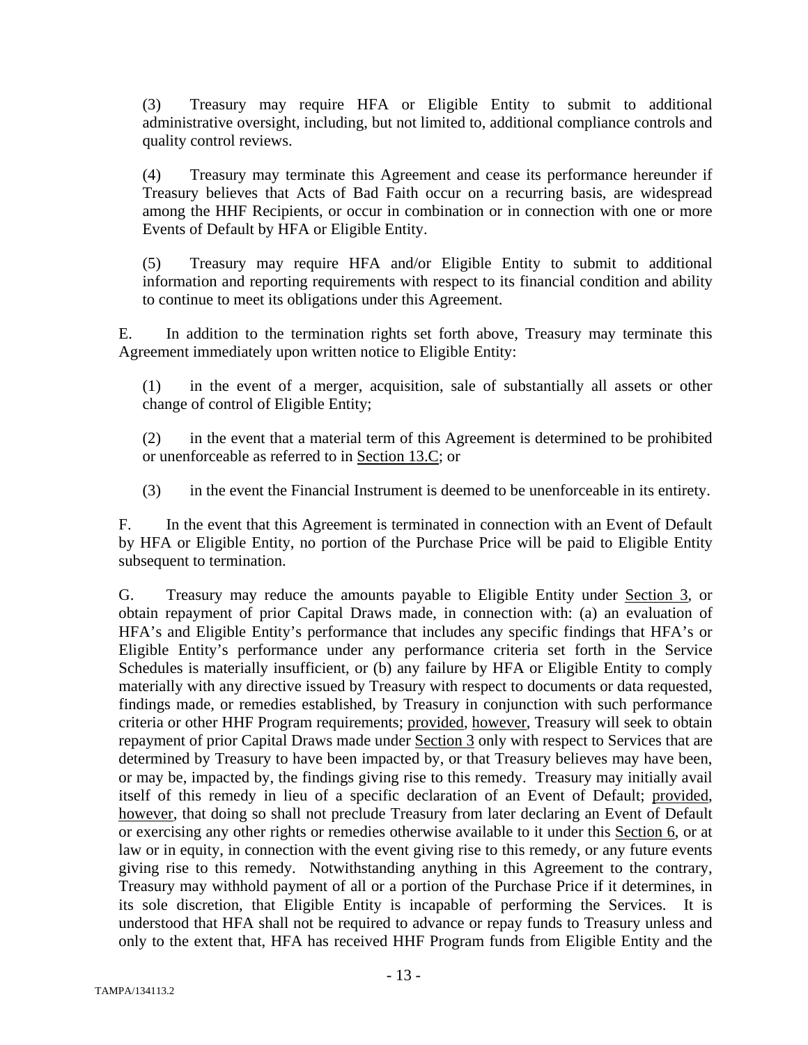(3) Treasury may require HFA or Eligible Entity to submit to additional administrative oversight, including, but not limited to, additional compliance controls and quality control reviews.

(4) Treasury may terminate this Agreement and cease its performance hereunder if Treasury believes that Acts of Bad Faith occur on a recurring basis, are widespread among the HHF Recipients, or occur in combination or in connection with one or more Events of Default by HFA or Eligible Entity.

(5) Treasury may require HFA and/or Eligible Entity to submit to additional information and reporting requirements with respect to its financial condition and ability to continue to meet its obligations under this Agreement.

E. In addition to the termination rights set forth above, Treasury may terminate this Agreement immediately upon written notice to Eligible Entity:

(1) in the event of a merger, acquisition, sale of substantially all assets or other change of control of Eligible Entity;

(2) in the event that a material term of this Agreement is determined to be prohibited or unenforceable as referred to in Section 13.C; or

(3) in the event the Financial Instrument is deemed to be unenforceable in its entirety.

F. In the event that this Agreement is terminated in connection with an Event of Default by HFA or Eligible Entity, no portion of the Purchase Price will be paid to Eligible Entity subsequent to termination.

G. Treasury may reduce the amounts payable to Eligible Entity under Section 3, or obtain repayment of prior Capital Draws made, in connection with: (a) an evaluation of HFA's and Eligible Entity's performance that includes any specific findings that HFA's or Eligible Entity's performance under any performance criteria set forth in the Service Schedules is materially insufficient, or (b) any failure by HFA or Eligible Entity to comply materially with any directive issued by Treasury with respect to documents or data requested, findings made, or remedies established, by Treasury in conjunction with such performance criteria or other HHF Program requirements; provided, however, Treasury will seek to obtain repayment of prior Capital Draws made under Section 3 only with respect to Services that are determined by Treasury to have been impacted by, or that Treasury believes may have been, or may be, impacted by, the findings giving rise to this remedy. Treasury may initially avail itself of this remedy in lieu of a specific declaration of an Event of Default; provided, however, that doing so shall not preclude Treasury from later declaring an Event of Default or exercising any other rights or remedies otherwise available to it under this Section 6, or at law or in equity, in connection with the event giving rise to this remedy, or any future events giving rise to this remedy. Notwithstanding anything in this Agreement to the contrary, Treasury may withhold payment of all or a portion of the Purchase Price if it determines, in its sole discretion, that Eligible Entity is incapable of performing the Services. It is understood that HFA shall not be required to advance or repay funds to Treasury unless and only to the extent that, HFA has received HHF Program funds from Eligible Entity and the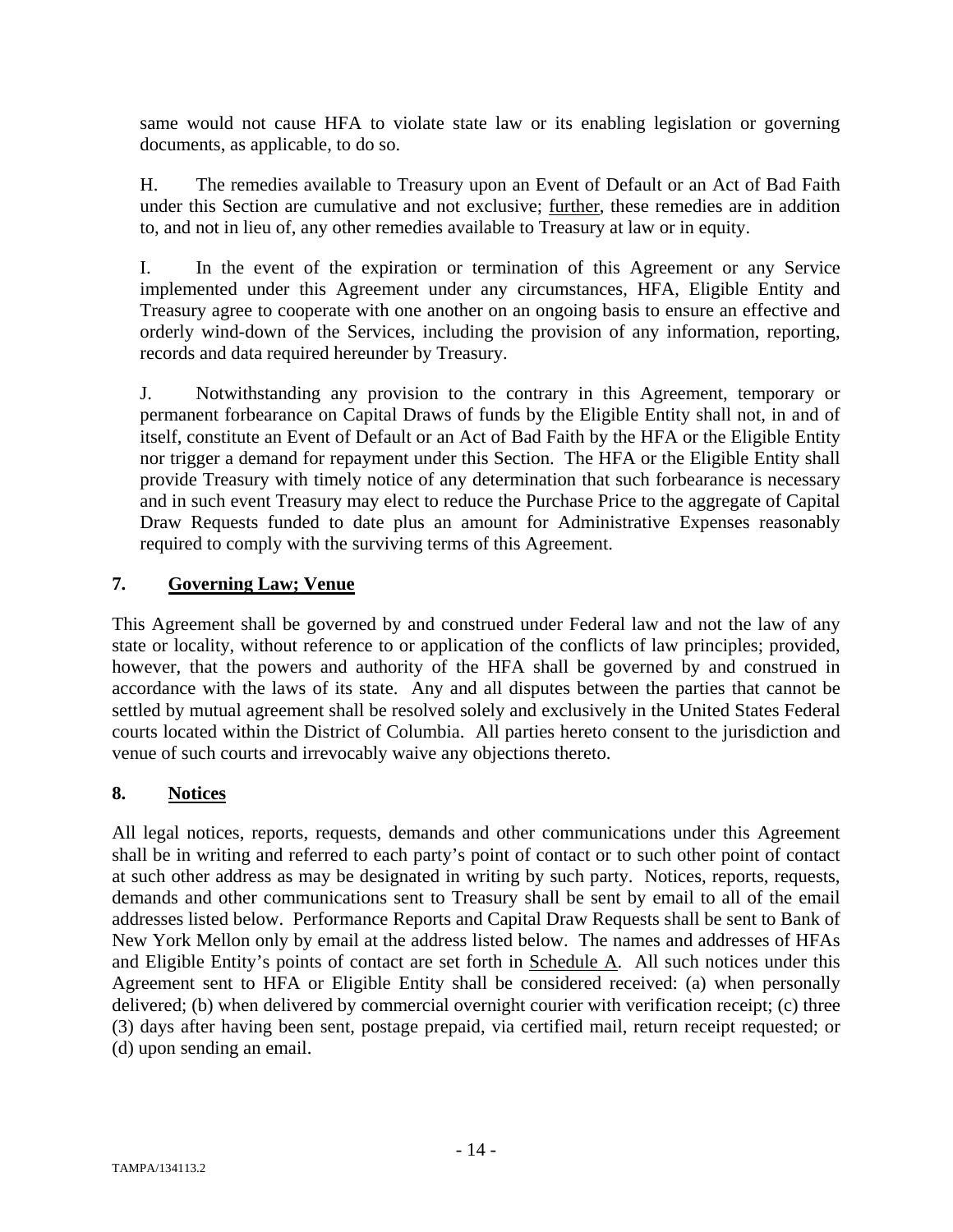same would not cause HFA to violate state law or its enabling legislation or governing documents, as applicable, to do so.

H. The remedies available to Treasury upon an Event of Default or an Act of Bad Faith under this Section are cumulative and not exclusive; further, these remedies are in addition to, and not in lieu of, any other remedies available to Treasury at law or in equity.

I. In the event of the expiration or termination of this Agreement or any Service implemented under this Agreement under any circumstances, HFA, Eligible Entity and Treasury agree to cooperate with one another on an ongoing basis to ensure an effective and orderly wind-down of the Services, including the provision of any information, reporting, records and data required hereunder by Treasury.

J. Notwithstanding any provision to the contrary in this Agreement, temporary or permanent forbearance on Capital Draws of funds by the Eligible Entity shall not, in and of itself, constitute an Event of Default or an Act of Bad Faith by the HFA or the Eligible Entity nor trigger a demand for repayment under this Section. The HFA or the Eligible Entity shall provide Treasury with timely notice of any determination that such forbearance is necessary and in such event Treasury may elect to reduce the Purchase Price to the aggregate of Capital Draw Requests funded to date plus an amount for Administrative Expenses reasonably required to comply with the surviving terms of this Agreement.

## 7. Governing Law; Venue

This Agreement shall be governed by and construed under Federal law and not the law of any state or locality, without reference to or application of the conflicts of law principles; provided, however, that the powers and authority of the HFA shall be governed by and construed in accordance with the laws of its state. Any and all disputes between the parties that cannot be settled by mutual agreement shall be resolved solely and exclusively in the United States Federal courts located within the District of Columbia. All parties hereto consent to the jurisdiction and venue of such courts and irrevocably waive any objections thereto.

## 8. Notices

All legal notices, reports, requests, demands and other communications under this Agreement shall be in writing and referred to each party's point of contact or to such other point of contact at such other address as may be designated in writing by such party. Notices, reports, requests, demands and other communications sent to Treasury shall be sent by email to all of the email addresses listed below. Performance Reports and Capital Draw Requests shall be sent to Bank of New York Mellon only by email at the address listed below. The names and addresses of HFAs and Eligible Entity's points of contact are set forth in Schedule A. All such notices under this Agreement sent to HFA or Eligible Entity shall be considered received: (a) when personally delivered; (b) when delivered by commercial overnight courier with verification receipt; (c) three (3) days after having been sent, postage prepaid, via certified mail, return receipt requested; or (d) upon sending an email.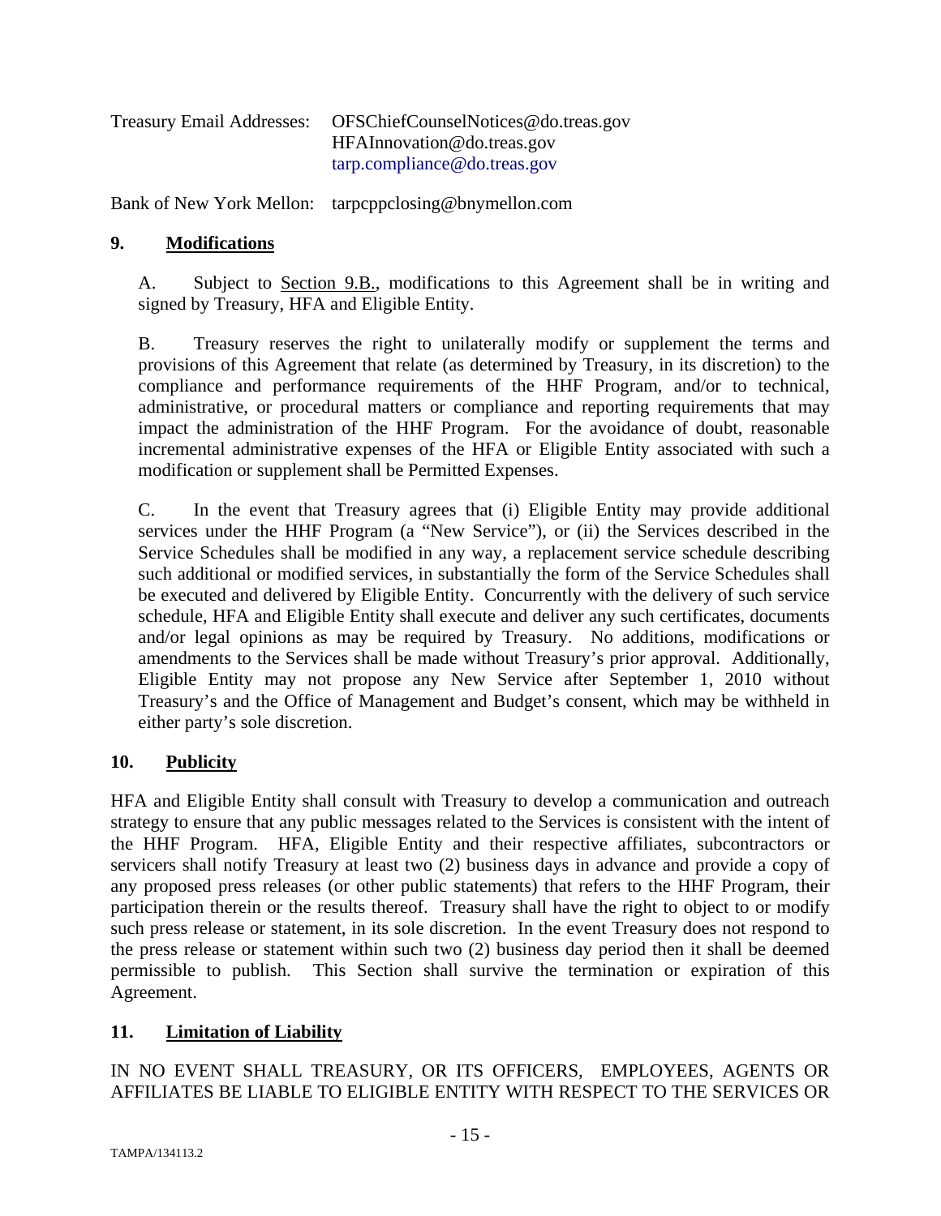Treasury Email Addresses: OFSChiefCounselNotices@do.treas.gov
HFAInnovation@do.treas.gov
tarp.compliance@do.treas.gov

Bank of New York Mellon: tarpcppclosing@bnymellon.com

**9. Modifications**

A. Subject to Section 9.B., modifications to this Agreement shall be in writing and signed by Treasury, HFA and Eligible Entity.

B. Treasury reserves the right to unilaterally modify or supplement the terms and provisions of this Agreement that relate (as determined by Treasury, in its discretion) to the compliance and performance requirements of the HHF Program, and/or to technical, administrative, or procedural matters or compliance and reporting requirements that may impact the administration of the HHF Program. For the avoidance of doubt, reasonable incremental administrative expenses of the HFA or Eligible Entity associated with such a modification or supplement shall be Permitted Expenses.

C. In the event that Treasury agrees that (i) Eligible Entity may provide additional services under the HHF Program (a "New Service"), or (ii) the Services described in the Service Schedules shall be modified in any way, a replacement service schedule describing such additional or modified services, in substantially the form of the Service Schedules shall be executed and delivered by Eligible Entity. Concurrently with the delivery of such service schedule, HFA and Eligible Entity shall execute and deliver any such certificates, documents and/or legal opinions as may be required by Treasury. No additions, modifications or amendments to the Services shall be made without Treasury's prior approval. Additionally, Eligible Entity may not propose any New Service after September 1, 2010 without Treasury's and the Office of Management and Budget's consent, which may be withheld in either party's sole discretion.

**10. Publicity**

HFA and Eligible Entity shall consult with Treasury to develop a communication and outreach strategy to ensure that any public messages related to the Services is consistent with the intent of the HHF Program. HFA, Eligible Entity and their respective affiliates, subcontractors or servicers shall notify Treasury at least two (2) business days in advance and provide a copy of any proposed press releases (or other public statements) that refers to the HHF Program, their participation therein or the results thereof. Treasury shall have the right to object to or modify such press release or statement, in its sole discretion. In the event Treasury does not respond to the press release or statement within such two (2) business day period then it shall be deemed permissible to publish. This Section shall survive the termination or expiration of this Agreement.

**11. Limitation of Liability**

IN NO EVENT SHALL TREASURY, OR ITS OFFICERS, EMPLOYEES, AGENTS OR AFFILIATES BE LIABLE TO ELIGIBLE ENTITY WITH RESPECT TO THE SERVICES OR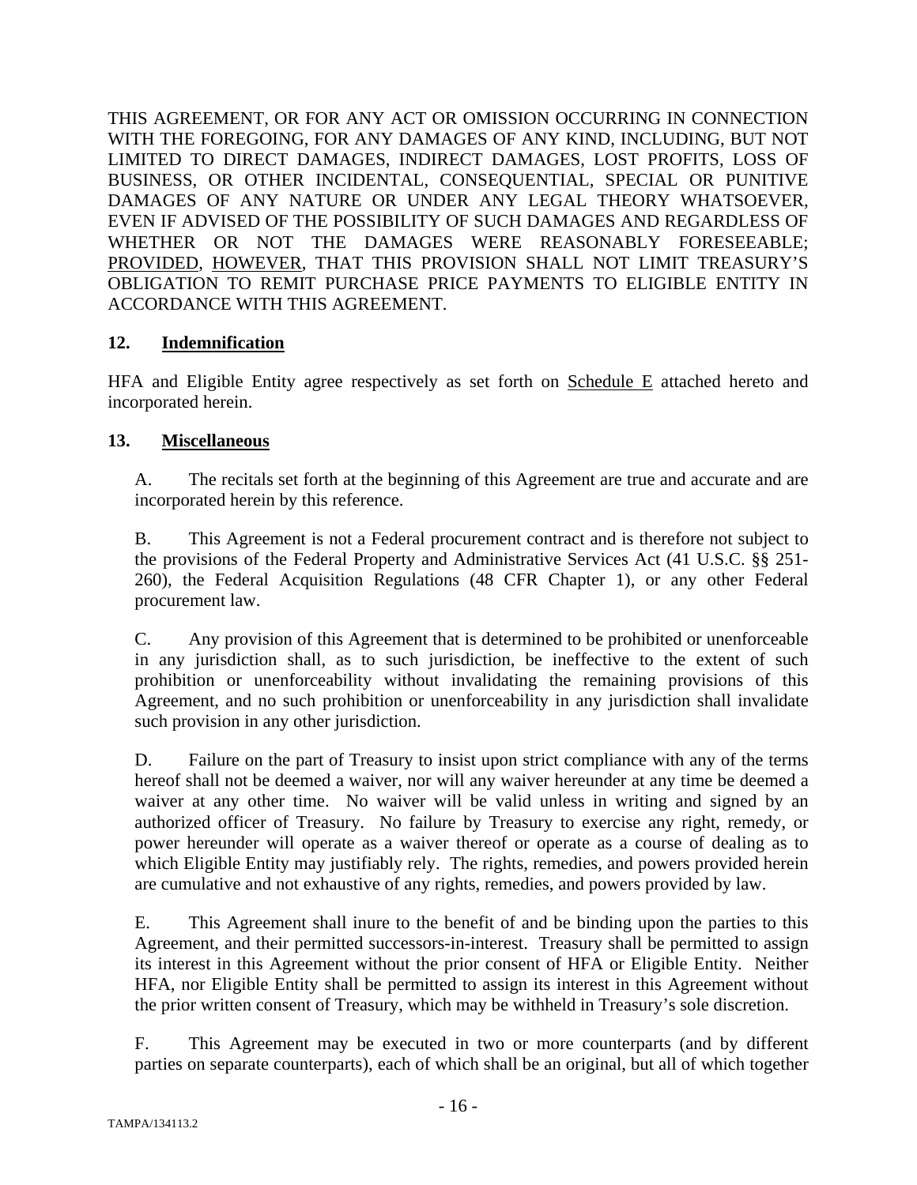THIS AGREEMENT, OR FOR ANY ACT OR OMISSION OCCURRING IN CONNECTION WITH THE FOREGOING, FOR ANY DAMAGES OF ANY KIND, INCLUDING, BUT NOT LIMITED TO DIRECT DAMAGES, INDIRECT DAMAGES, LOST PROFITS, LOSS OF BUSINESS, OR OTHER INCIDENTAL, CONSEQUENTIAL, SPECIAL OR PUNITIVE DAMAGES OF ANY NATURE OR UNDER ANY LEGAL THEORY WHATSOEVER, EVEN IF ADVISED OF THE POSSIBILITY OF SUCH DAMAGES AND REGARDLESS OF WHETHER OR NOT THE DAMAGES WERE REASONABLY FORESEEABLE; PROVIDED, HOWEVER, THAT THIS PROVISION SHALL NOT LIMIT TREASURY'S OBLIGATION TO REMIT PURCHASE PRICE PAYMENTS TO ELIGIBLE ENTITY IN ACCORDANCE WITH THIS AGREEMENT.

## 12. Indemnification

HFA and Eligible Entity agree respectively as set forth on Schedule E attached hereto and incorporated herein.

## 13. Miscellaneous

A. The recitals set forth at the beginning of this Agreement are true and accurate and are incorporated herein by this reference.

B. This Agreement is not a Federal procurement contract and is therefore not subject to the provisions of the Federal Property and Administrative Services Act (41 U.S.C. §§ 251-260), the Federal Acquisition Regulations (48 CFR Chapter 1), or any other Federal procurement law.

C. Any provision of this Agreement that is determined to be prohibited or unenforceable in any jurisdiction shall, as to such jurisdiction, be ineffective to the extent of such prohibition or unenforceability without invalidating the remaining provisions of this Agreement, and no such prohibition or unenforceability in any jurisdiction shall invalidate such provision in any other jurisdiction.

D. Failure on the part of Treasury to insist upon strict compliance with any of the terms hereof shall not be deemed a waiver, nor will any waiver hereunder at any time be deemed a waiver at any other time. No waiver will be valid unless in writing and signed by an authorized officer of Treasury. No failure by Treasury to exercise any right, remedy, or power hereunder will operate as a waiver thereof or operate as a course of dealing as to which Eligible Entity may justifiably rely. The rights, remedies, and powers provided herein are cumulative and not exhaustive of any rights, remedies, and powers provided by law.

E. This Agreement shall inure to the benefit of and be binding upon the parties to this Agreement, and their permitted successors-in-interest. Treasury shall be permitted to assign its interest in this Agreement without the prior consent of HFA or Eligible Entity. Neither HFA, nor Eligible Entity shall be permitted to assign its interest in this Agreement without the prior written consent of Treasury, which may be withheld in Treasury's sole discretion.

F. This Agreement may be executed in two or more counterparts (and by different parties on separate counterparts), each of which shall be an original, but all of which together

TAMPA/134113.2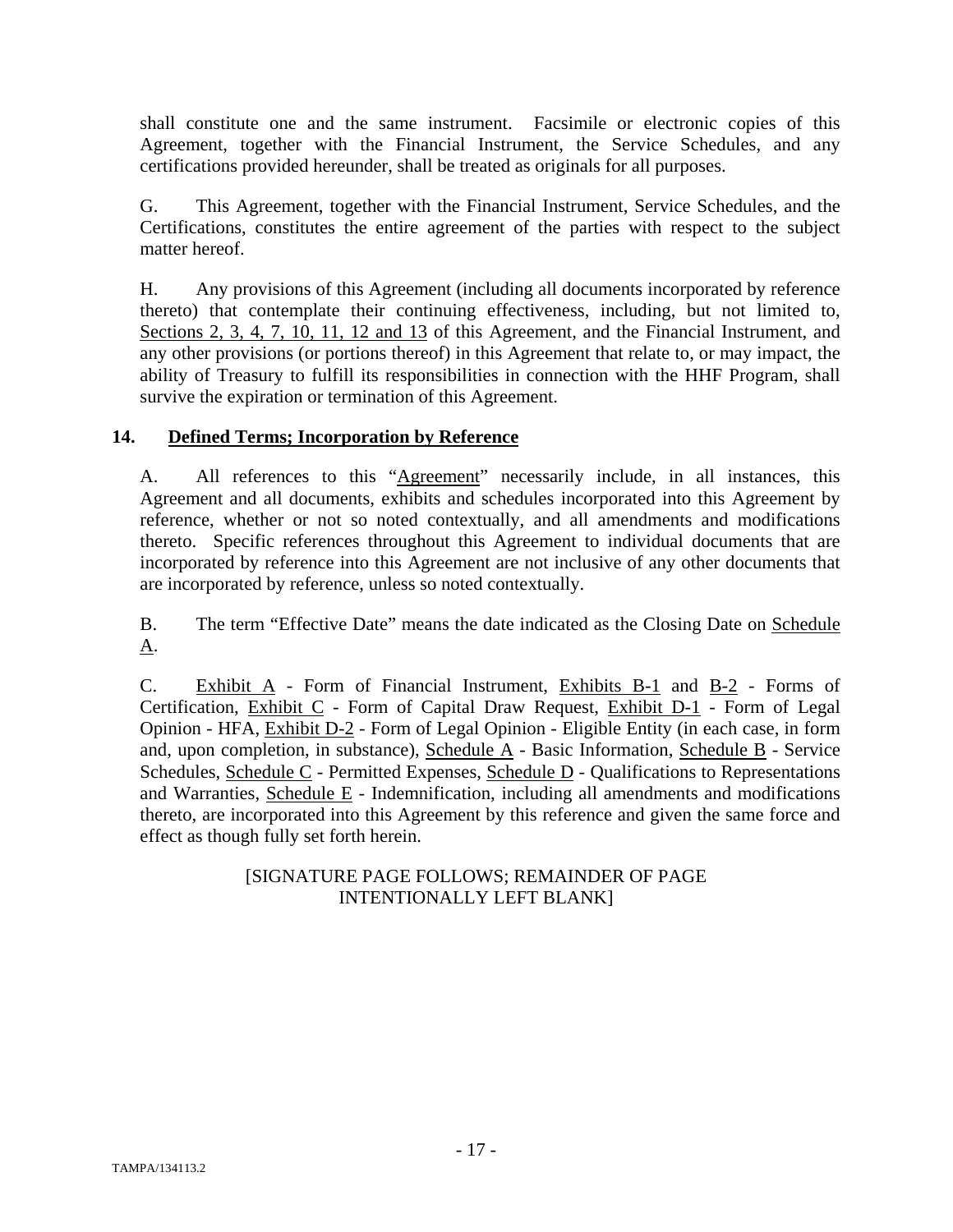shall constitute one and the same instrument. Facsimile or electronic copies of this Agreement, together with the Financial Instrument, the Service Schedules, and any certifications provided hereunder, shall be treated as originals for all purposes.

G. This Agreement, together with the Financial Instrument, Service Schedules, and the Certifications, constitutes the entire agreement of the parties with respect to the subject matter hereof.

H. Any provisions of this Agreement (including all documents incorporated by reference thereto) that contemplate their continuing effectiveness, including, but not limited to, Sections 2, 3, 4, 7, 10, 11, 12 and 13 of this Agreement, and the Financial Instrument, and any other provisions (or portions thereof) in this Agreement that relate to, or may impact, the ability of Treasury to fulfill its responsibilities in connection with the HHF Program, shall survive the expiration or termination of this Agreement.

## 14. Defined Terms; Incorporation by Reference

A. All references to this "Agreement" necessarily include, in all instances, this Agreement and all documents, exhibits and schedules incorporated into this Agreement by reference, whether or not so noted contextually, and all amendments and modifications thereto. Specific references throughout this Agreement to individual documents that are incorporated by reference into this Agreement are not inclusive of any other documents that are incorporated by reference, unless so noted contextually.

B. The term "Effective Date" means the date indicated as the Closing Date on Schedule A.

C. Exhibit A - Form of Financial Instrument, Exhibits B-1 and B-2 - Forms of Certification, Exhibit C - Form of Capital Draw Request, Exhibit D-1 - Form of Legal Opinion - HFA, Exhibit D-2 - Form of Legal Opinion - Eligible Entity (in each case, in form and, upon completion, in substance), Schedule A - Basic Information, Schedule B - Service Schedules, Schedule C - Permitted Expenses, Schedule D - Qualifications to Representations and Warranties, Schedule E - Indemnification, including all amendments and modifications thereto, are incorporated into this Agreement by this reference and given the same force and effect as though fully set forth herein.

[SIGNATURE PAGE FOLLOWS; REMAINDER OF PAGE INTENTIONALLY LEFT BLANK]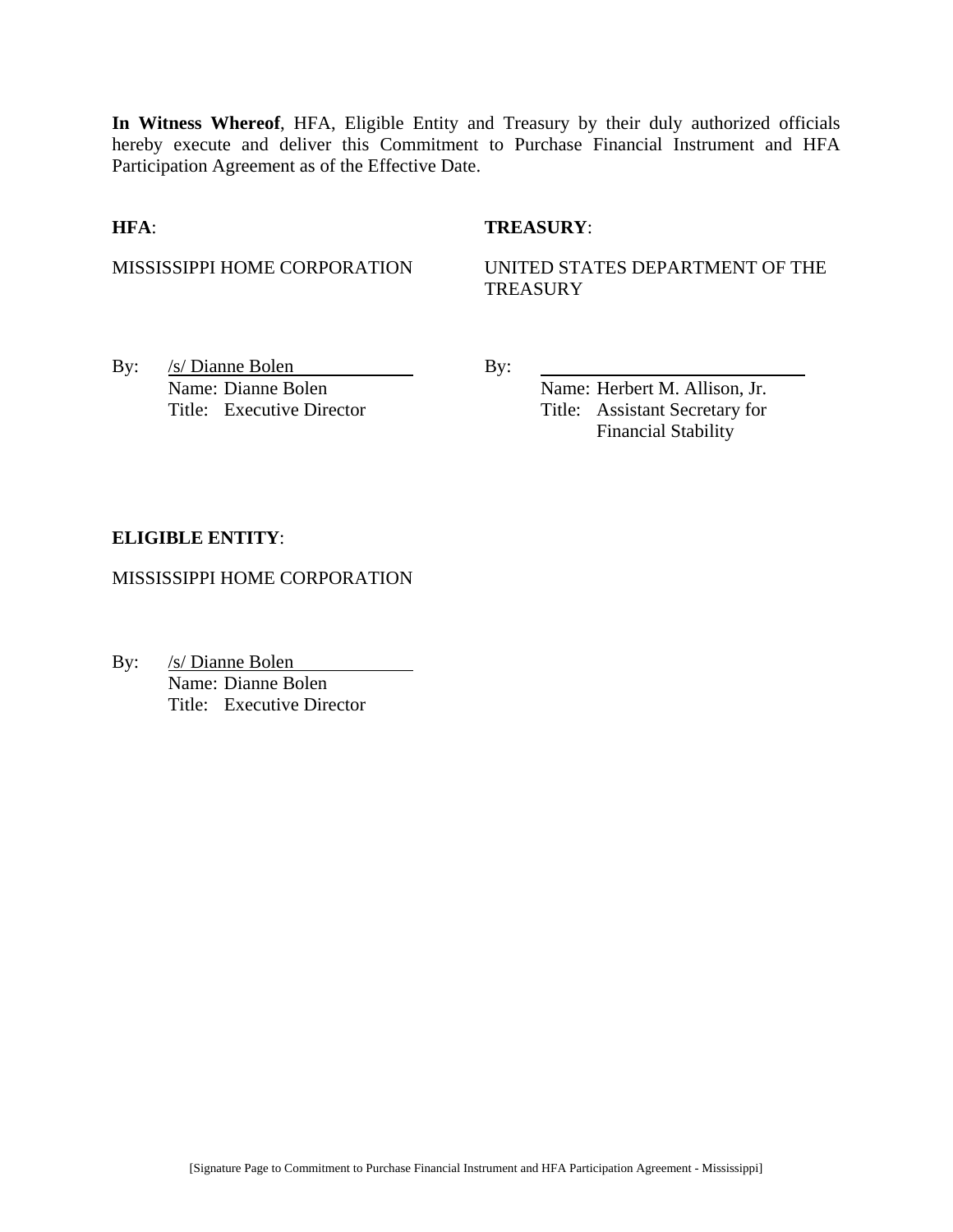**In Witness Whereof**, HFA, Eligible Entity and Treasury by their duly authorized officials hereby execute and deliver this Commitment to Purchase Financial Instrument and HFA Participation Agreement as of the Effective Date.

**HFA**:

MISSISSIPPI HOME CORPORATION

By: /s/ Dianne Bolen
Name: Dianne Bolen
Title: Executive Director

**TREASURY**:

UNITED STATES DEPARTMENT OF THE TREASURY

By: ______________________________
Name: Herbert M. Allison, Jr.
Title: Assistant Secretary for Financial Stability

**ELIGIBLE ENTITY**:

MISSISSIPPI HOME CORPORATION

By: /s/ Dianne Bolen
Name: Dianne Bolen
Title: Executive Director

[Signature Page to Commitment to Purchase Financial Instrument and HFA Participation Agreement - Mississippi]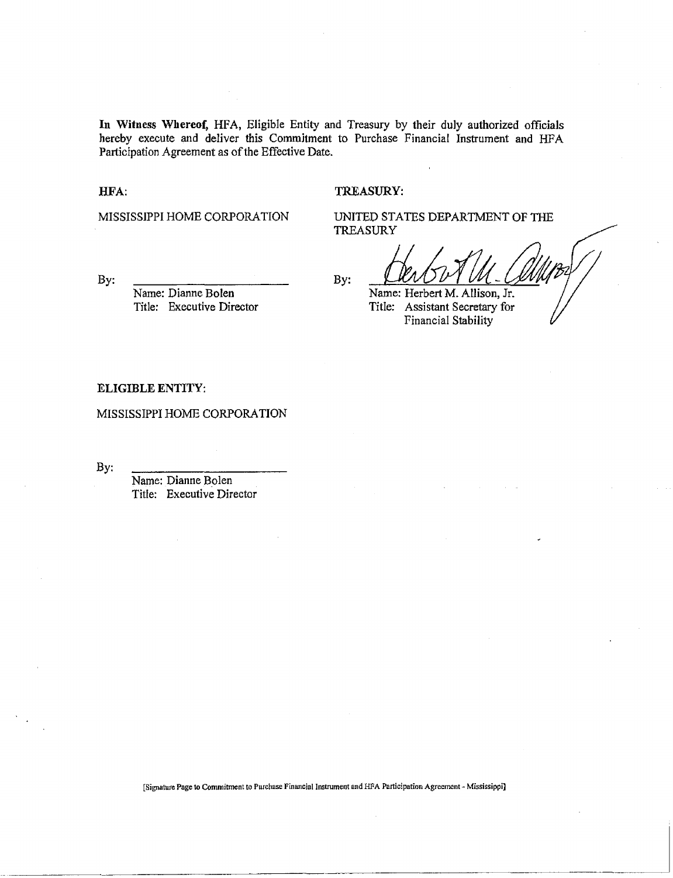**In Witness Whereof,** HFA, Eligible Entity and Treasury by their duly authorized officials hereby execute and deliver this Commitment to Purchase Financial Instrument and HFA Participation Agreement as of the Effective Date.

**HFA:**

MISSISSIPPI HOME CORPORATION

By: ______________________

Name: Dianne Bolen
Title: Executive Director

**TREASURY:**

UNITED STATES DEPARTMENT OF THE TREASURY

By: ______________________

Name: Herbert M. Allison, Jr.
Title: Assistant Secretary for Financial Stability

**ELIGIBLE ENTITY:**

MISSISSIPPI HOME CORPORATION

By: ______________________

Name: Dianne Bolen
Title: Executive Director

[Signature Page to Commitment to Purchase Financial Instrument and HFA Participation Agreement - Mississippi]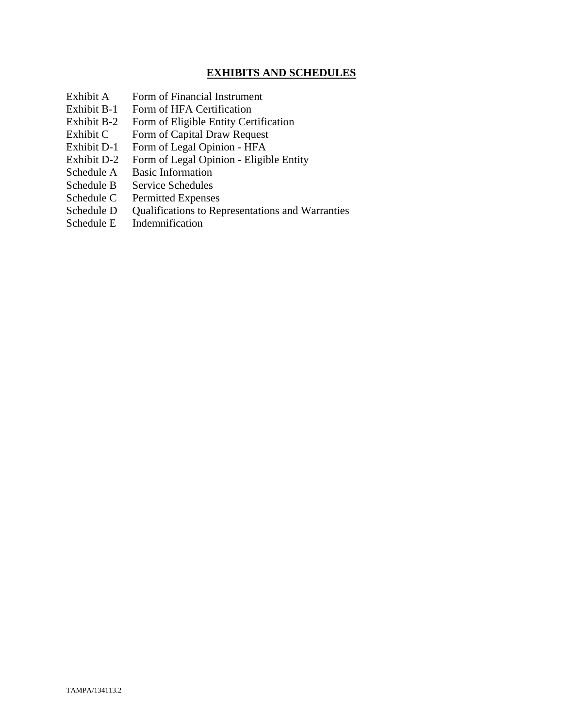## EXHIBITS AND SCHEDULES

| | |
|---|---|
| Exhibit A | Form of Financial Instrument |
| Exhibit B-1 | Form of HFA Certification |
| Exhibit B-2 | Form of Eligible Entity Certification |
| Exhibit C | Form of Capital Draw Request |
| Exhibit D-1 | Form of Legal Opinion - HFA |
| Exhibit D-2 | Form of Legal Opinion - Eligible Entity |
| Schedule A | Basic Information |
| Schedule B | Service Schedules |
| Schedule C | Permitted Expenses |
| Schedule D | Qualifications to Representations and Warranties |
| Schedule E | Indemnification |

TAMPA/134113.2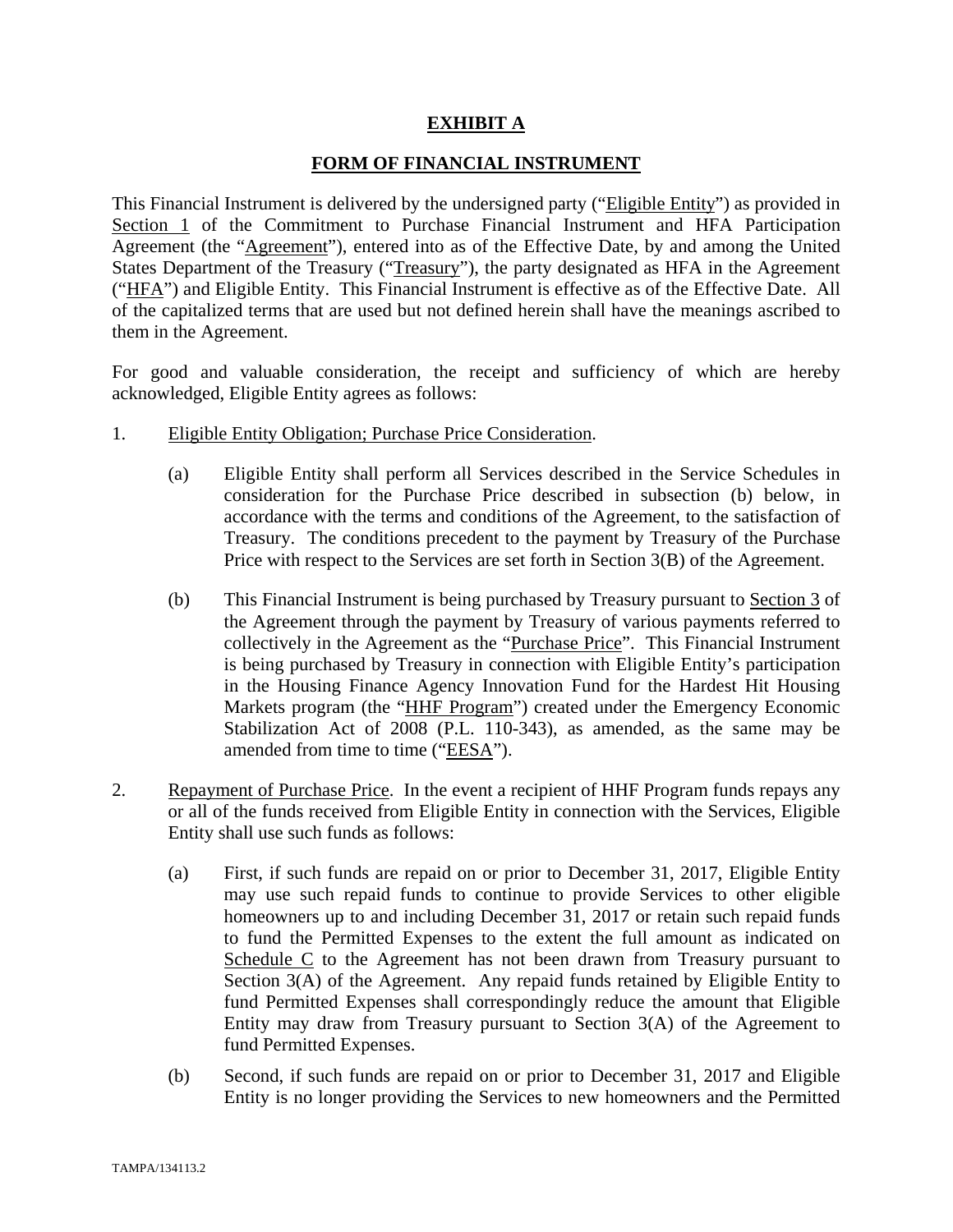# EXHIBIT A

## FORM OF FINANCIAL INSTRUMENT

This Financial Instrument is delivered by the undersigned party ("Eligible Entity") as provided in Section 1 of the Commitment to Purchase Financial Instrument and HFA Participation Agreement (the "Agreement"), entered into as of the Effective Date, by and among the United States Department of the Treasury ("Treasury"), the party designated as HFA in the Agreement ("HFA") and Eligible Entity. This Financial Instrument is effective as of the Effective Date. All of the capitalized terms that are used but not defined herein shall have the meanings ascribed to them in the Agreement.

For good and valuable consideration, the receipt and sufficiency of which are hereby acknowledged, Eligible Entity agrees as follows:

1. Eligible Entity Obligation; Purchase Price Consideration.

   (a) Eligible Entity shall perform all Services described in the Service Schedules in consideration for the Purchase Price described in subsection (b) below, in accordance with the terms and conditions of the Agreement, to the satisfaction of Treasury. The conditions precedent to the payment by Treasury of the Purchase Price with respect to the Services are set forth in Section 3(B) of the Agreement.

   (b) This Financial Instrument is being purchased by Treasury pursuant to Section 3 of the Agreement through the payment by Treasury of various payments referred to collectively in the Agreement as the "Purchase Price". This Financial Instrument is being purchased by Treasury in connection with Eligible Entity's participation in the Housing Finance Agency Innovation Fund for the Hardest Hit Housing Markets program (the "HHF Program") created under the Emergency Economic Stabilization Act of 2008 (P.L. 110-343), as amended, as the same may be amended from time to time ("EESA").

2. Repayment of Purchase Price. In the event a recipient of HHF Program funds repays any or all of the funds received from Eligible Entity in connection with the Services, Eligible Entity shall use such funds as follows:

   (a) First, if such funds are repaid on or prior to December 31, 2017, Eligible Entity may use such repaid funds to continue to provide Services to other eligible homeowners up to and including December 31, 2017 or retain such repaid funds to fund the Permitted Expenses to the extent the full amount as indicated on Schedule C to the Agreement has not been drawn from Treasury pursuant to Section 3(A) of the Agreement. Any repaid funds retained by Eligible Entity to fund Permitted Expenses shall correspondingly reduce the amount that Eligible Entity may draw from Treasury pursuant to Section 3(A) of the Agreement to fund Permitted Expenses.

   (b) Second, if such funds are repaid on or prior to December 31, 2017 and Eligible Entity is no longer providing the Services to new homeowners and the Permitted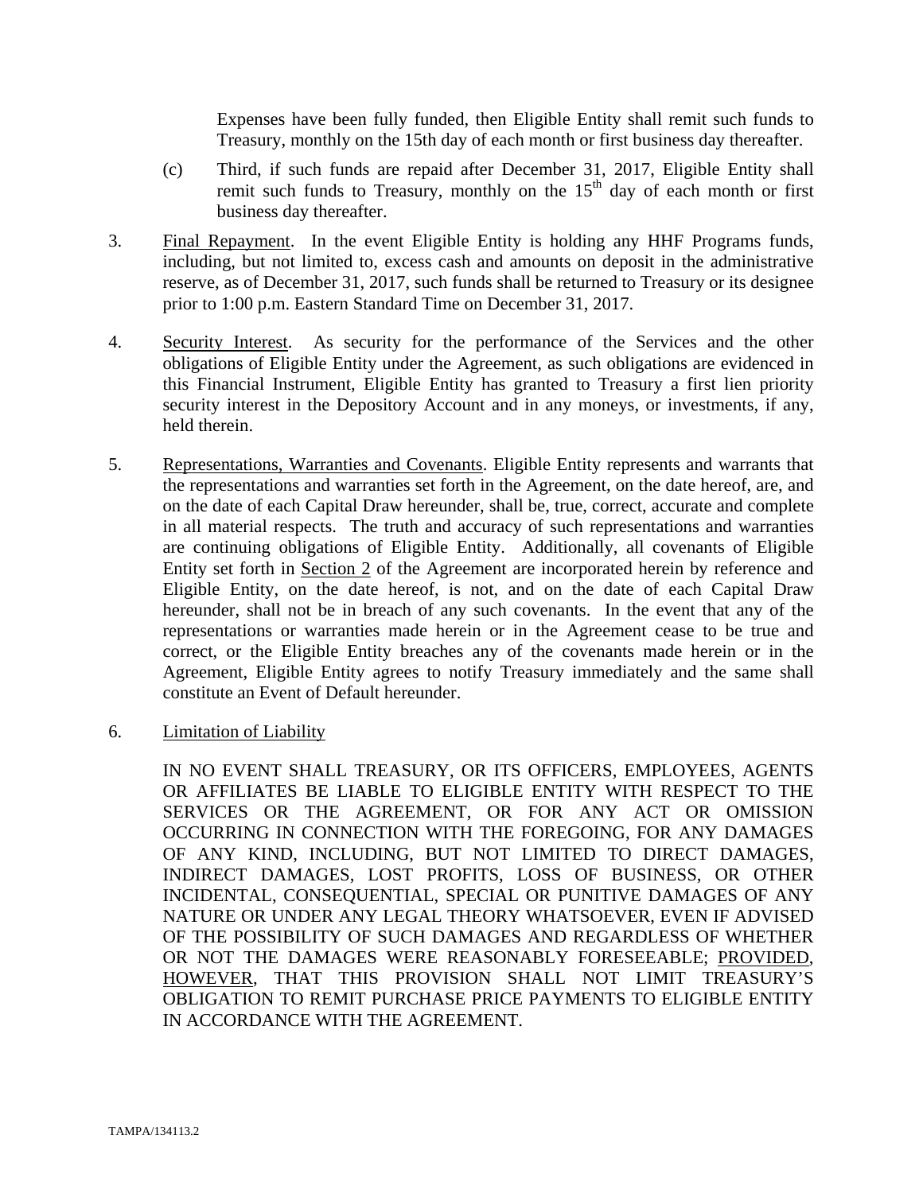Expenses have been fully funded, then Eligible Entity shall remit such funds to Treasury, monthly on the 15th day of each month or first business day thereafter.

(c) Third, if such funds are repaid after December 31, 2017, Eligible Entity shall remit such funds to Treasury, monthly on the 15th day of each month or first business day thereafter.

3. Final Repayment. In the event Eligible Entity is holding any HHF Programs funds, including, but not limited to, excess cash and amounts on deposit in the administrative reserve, as of December 31, 2017, such funds shall be returned to Treasury or its designee prior to 1:00 p.m. Eastern Standard Time on December 31, 2017.

4. Security Interest. As security for the performance of the Services and the other obligations of Eligible Entity under the Agreement, as such obligations are evidenced in this Financial Instrument, Eligible Entity has granted to Treasury a first lien priority security interest in the Depository Account and in any moneys, or investments, if any, held therein.

5. Representations, Warranties and Covenants. Eligible Entity represents and warrants that the representations and warranties set forth in the Agreement, on the date hereof, are, and on the date of each Capital Draw hereunder, shall be, true, correct, accurate and complete in all material respects. The truth and accuracy of such representations and warranties are continuing obligations of Eligible Entity. Additionally, all covenants of Eligible Entity set forth in Section 2 of the Agreement are incorporated herein by reference and Eligible Entity, on the date hereof, is not, and on the date of each Capital Draw hereunder, shall not be in breach of any such covenants. In the event that any of the representations or warranties made herein or in the Agreement cease to be true and correct, or the Eligible Entity breaches any of the covenants made herein or in the Agreement, Eligible Entity agrees to notify Treasury immediately and the same shall constitute an Event of Default hereunder.

6. Limitation of Liability

IN NO EVENT SHALL TREASURY, OR ITS OFFICERS, EMPLOYEES, AGENTS OR AFFILIATES BE LIABLE TO ELIGIBLE ENTITY WITH RESPECT TO THE SERVICES OR THE AGREEMENT, OR FOR ANY ACT OR OMISSION OCCURRING IN CONNECTION WITH THE FOREGOING, FOR ANY DAMAGES OF ANY KIND, INCLUDING, BUT NOT LIMITED TO DIRECT DAMAGES, INDIRECT DAMAGES, LOST PROFITS, LOSS OF BUSINESS, OR OTHER INCIDENTAL, CONSEQUENTIAL, SPECIAL OR PUNITIVE DAMAGES OF ANY NATURE OR UNDER ANY LEGAL THEORY WHATSOEVER, EVEN IF ADVISED OF THE POSSIBILITY OF SUCH DAMAGES AND REGARDLESS OF WHETHER OR NOT THE DAMAGES WERE REASONABLY FORESEEABLE; PROVIDED, HOWEVER, THAT THIS PROVISION SHALL NOT LIMIT TREASURY'S OBLIGATION TO REMIT PURCHASE PRICE PAYMENTS TO ELIGIBLE ENTITY IN ACCORDANCE WITH THE AGREEMENT.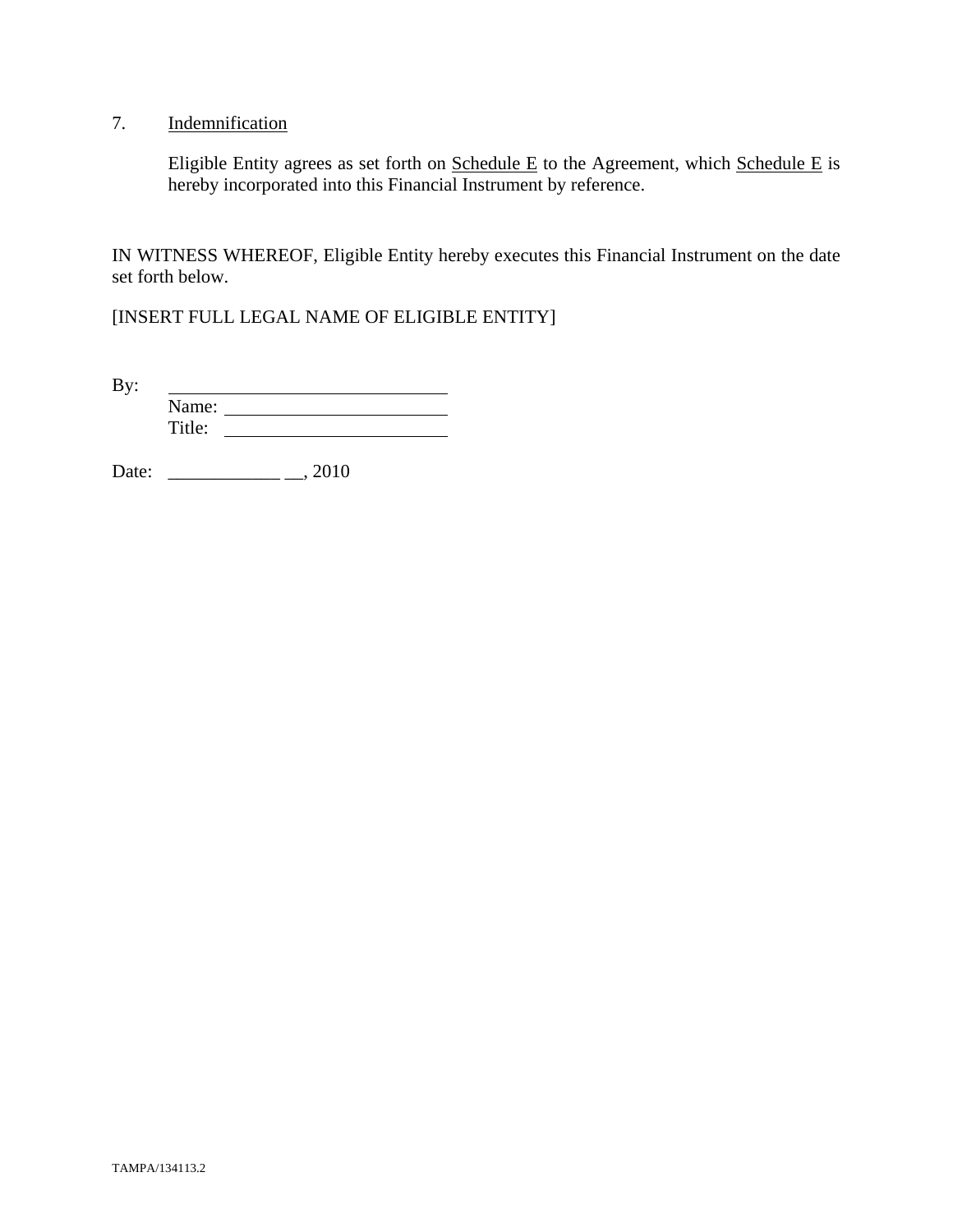7. <u>Indemnification</u>

Eligible Entity agrees as set forth on <u>Schedule E</u> to the Agreement, which <u>Schedule E</u> is hereby incorporated into this Financial Instrument by reference.

IN WITNESS WHEREOF, Eligible Entity hereby executes this Financial Instrument on the date set forth below.

[INSERT FULL LEGAL NAME OF ELIGIBLE ENTITY]

By: ______________________________
Name: ____________________________
Title: ____________________________

Date: ____________ __, 2010

TAMPA/134113.2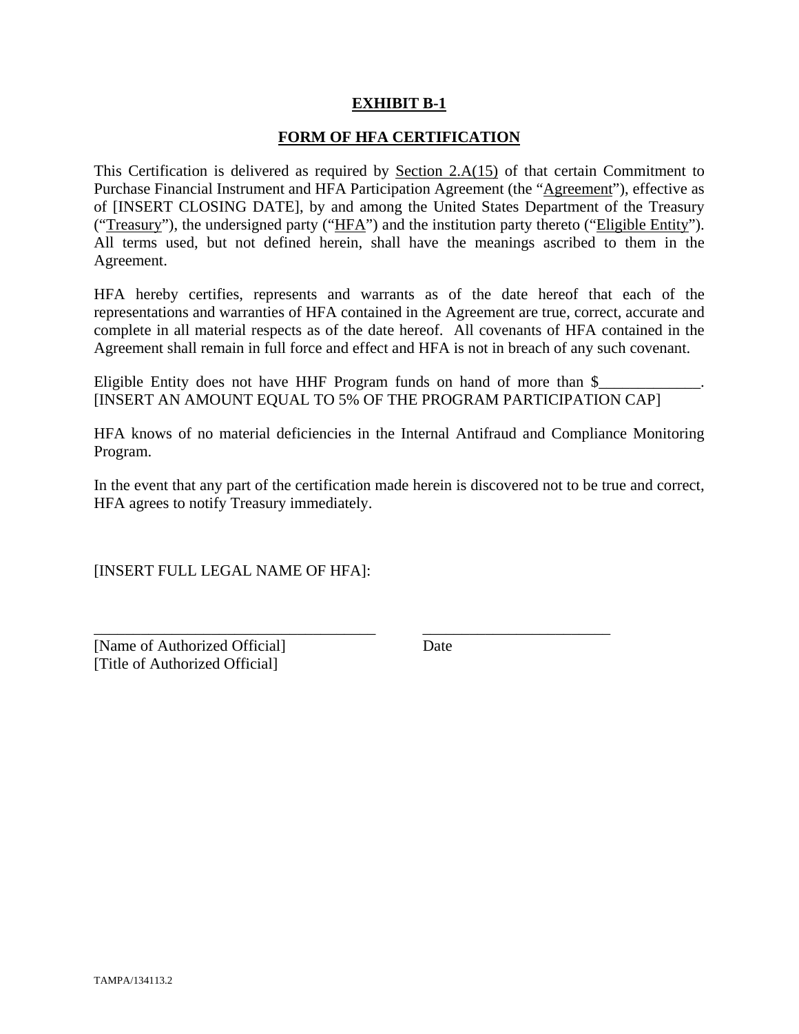# EXHIBIT B-1

## FORM OF HFA CERTIFICATION

This Certification is delivered as required by Section 2.A(15) of that certain Commitment to Purchase Financial Instrument and HFA Participation Agreement (the "Agreement"), effective as of [INSERT CLOSING DATE], by and among the United States Department of the Treasury ("Treasury"), the undersigned party ("HFA") and the institution party thereto ("Eligible Entity"). All terms used, but not defined herein, shall have the meanings ascribed to them in the Agreement.

HFA hereby certifies, represents and warrants as of the date hereof that each of the representations and warranties of HFA contained in the Agreement are true, correct, accurate and complete in all material respects as of the date hereof. All covenants of HFA contained in the Agreement shall remain in full force and effect and HFA is not in breach of any such covenant.

Eligible Entity does not have HHF Program funds on hand of more than $_____________. [INSERT AN AMOUNT EQUAL TO 5% OF THE PROGRAM PARTICIPATION CAP]

HFA knows of no material deficiencies in the Internal Antifraud and Compliance Monitoring Program.

In the event that any part of the certification made herein is discovered not to be true and correct, HFA agrees to notify Treasury immediately.

[INSERT FULL LEGAL NAME OF HFA]:

_____________________________________ ________________________

[Name of Authorized Official] Date

[Title of Authorized Official]

TAMPA/134113.2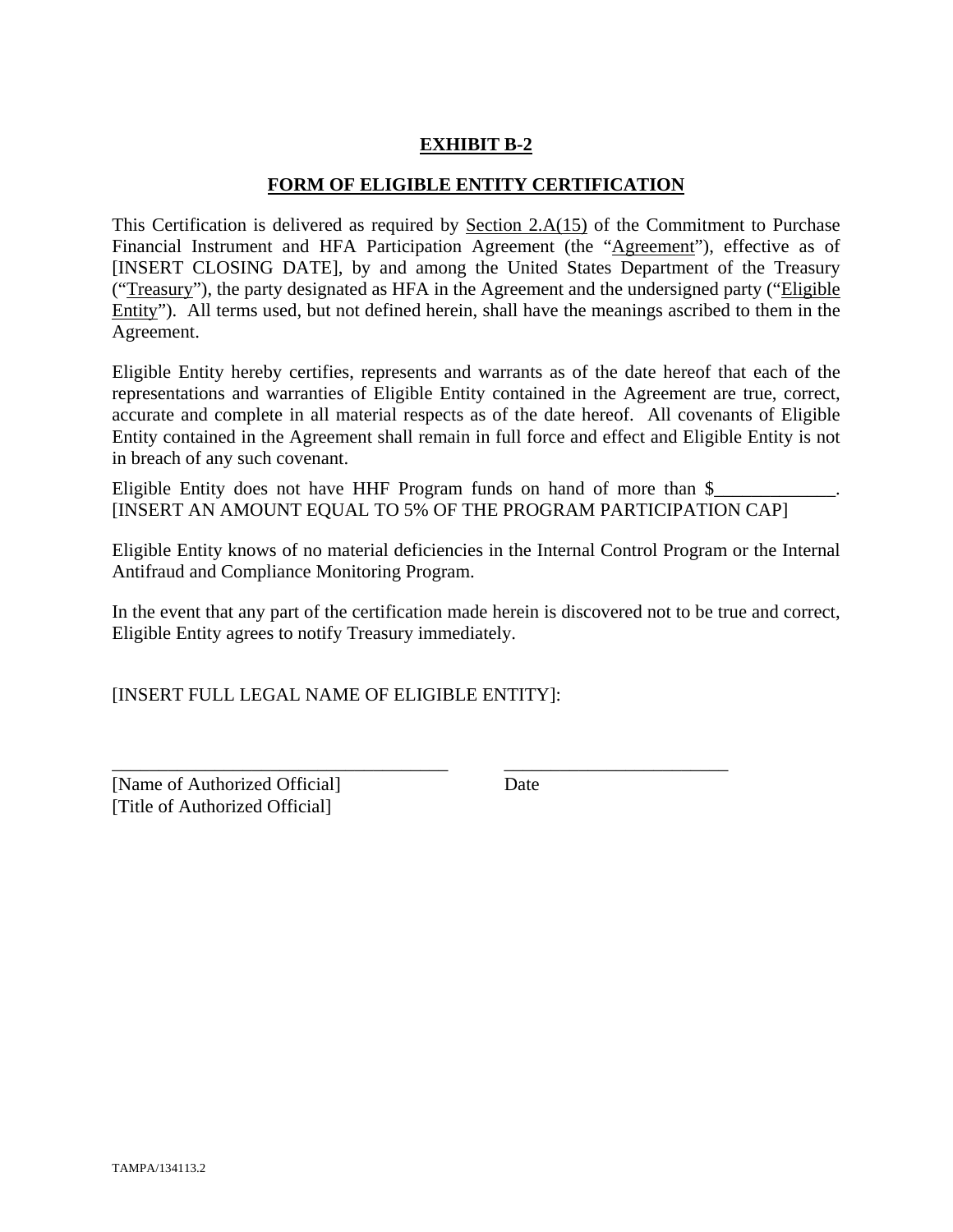**EXHIBIT B-2**

**FORM OF ELIGIBLE ENTITY CERTIFICATION**

This Certification is delivered as required by Section 2.A(15) of the Commitment to Purchase Financial Instrument and HFA Participation Agreement (the "Agreement"), effective as of [INSERT CLOSING DATE], by and among the United States Department of the Treasury ("Treasury"), the party designated as HFA in the Agreement and the undersigned party ("Eligible Entity"). All terms used, but not defined herein, shall have the meanings ascribed to them in the Agreement.

Eligible Entity hereby certifies, represents and warrants as of the date hereof that each of the representations and warranties of Eligible Entity contained in the Agreement are true, correct, accurate and complete in all material respects as of the date hereof. All covenants of Eligible Entity contained in the Agreement shall remain in full force and effect and Eligible Entity is not in breach of any such covenant.

Eligible Entity does not have HHF Program funds on hand of more than $_____________. [INSERT AN AMOUNT EQUAL TO 5% OF THE PROGRAM PARTICIPATION CAP]

Eligible Entity knows of no material deficiencies in the Internal Control Program or the Internal Antifraud and Compliance Monitoring Program.

In the event that any part of the certification made herein is discovered not to be true and correct, Eligible Entity agrees to notify Treasury immediately.

[INSERT FULL LEGAL NAME OF ELIGIBLE ENTITY]:

_____________________________________ _________________________
[Name of Authorized Official] Date
[Title of Authorized Official]

TAMPA/134113.2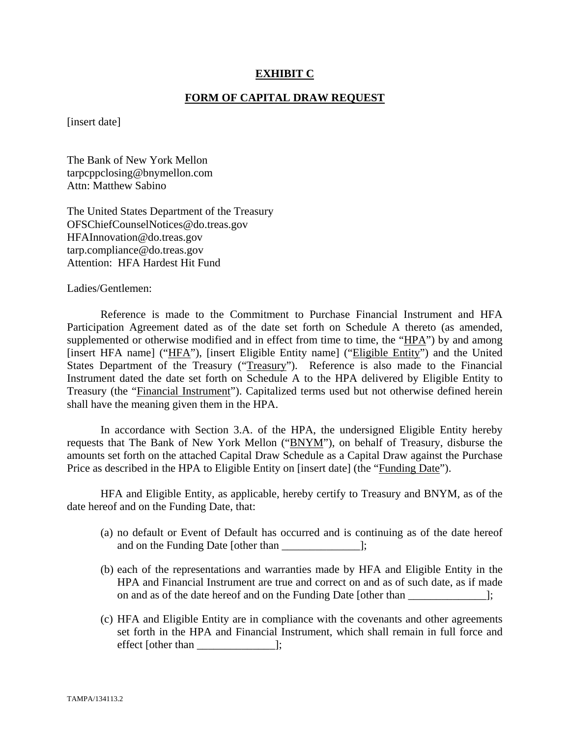# EXHIBIT C

## FORM OF CAPITAL DRAW REQUEST

[insert date]

The Bank of New York Mellon
tarpcppclosing@bnymellon.com
Attn: Matthew Sabino

The United States Department of the Treasury
OFSChiefCounselNotices@do.treas.gov
HFAInnovation@do.treas.gov
tarp.compliance@do.treas.gov
Attention: HFA Hardest Hit Fund

Ladies/Gentlemen:

Reference is made to the Commitment to Purchase Financial Instrument and HFA Participation Agreement dated as of the date set forth on Schedule A thereto (as amended, supplemented or otherwise modified and in effect from time to time, the "HPA") by and among [insert HFA name] ("HFA"), [insert Eligible Entity name] ("Eligible Entity") and the United States Department of the Treasury ("Treasury"). Reference is also made to the Financial Instrument dated the date set forth on Schedule A to the HPA delivered by Eligible Entity to Treasury (the "Financial Instrument"). Capitalized terms used but not otherwise defined herein shall have the meaning given them in the HPA.

In accordance with Section 3.A. of the HPA, the undersigned Eligible Entity hereby requests that The Bank of New York Mellon ("BNYM"), on behalf of Treasury, disburse the amounts set forth on the attached Capital Draw Schedule as a Capital Draw against the Purchase Price as described in the HPA to Eligible Entity on [insert date] (the "Funding Date").

HFA and Eligible Entity, as applicable, hereby certify to Treasury and BNYM, as of the date hereof and on the Funding Date, that:

(a) no default or Event of Default has occurred and is continuing as of the date hereof and on the Funding Date [other than ______________];

(b) each of the representations and warranties made by HFA and Eligible Entity in the HPA and Financial Instrument are true and correct on and as of such date, as if made on and as of the date hereof and on the Funding Date [other than ______________];

(c) HFA and Eligible Entity are in compliance with the covenants and other agreements set forth in the HPA and Financial Instrument, which shall remain in full force and effect [other than ______________];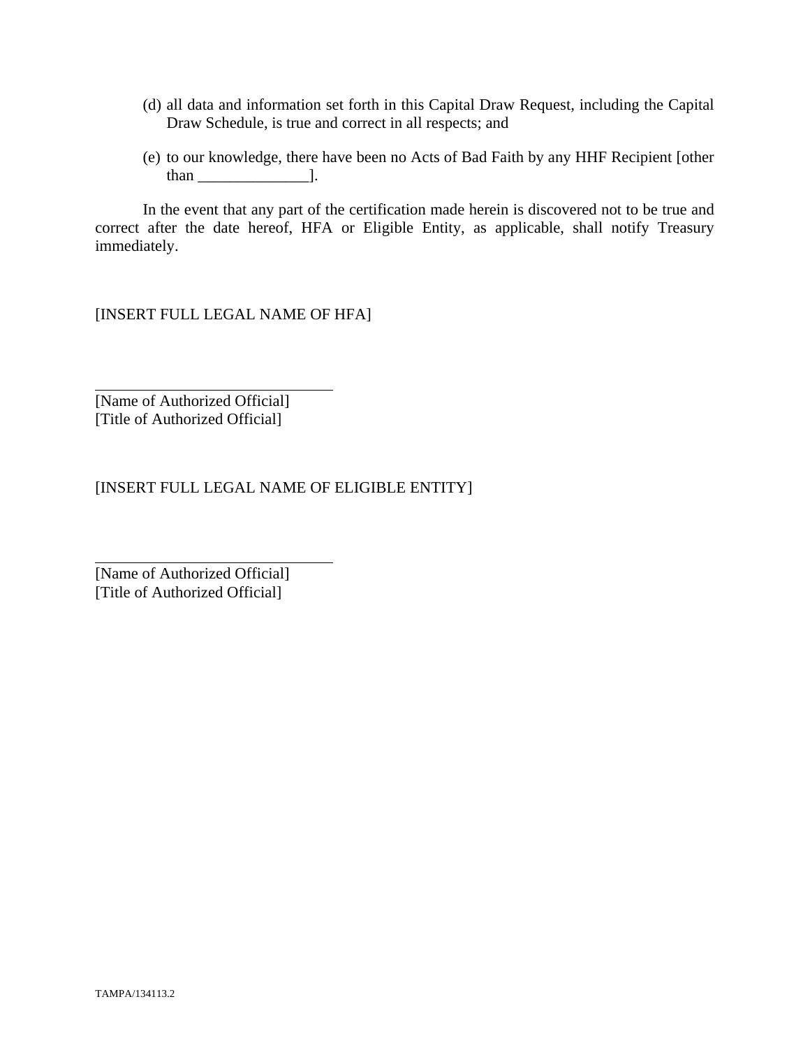(d) all data and information set forth in this Capital Draw Request, including the Capital Draw Schedule, is true and correct in all respects; and

(e) to our knowledge, there have been no Acts of Bad Faith by any HHF Recipient [other than ______________].

In the event that any part of the certification made herein is discovered not to be true and correct after the date hereof, HFA or Eligible Entity, as applicable, shall notify Treasury immediately.

[INSERT FULL LEGAL NAME OF HFA]

______________________________
[Name of Authorized Official]
[Title of Authorized Official]

[INSERT FULL LEGAL NAME OF ELIGIBLE ENTITY]

______________________________
[Name of Authorized Official]
[Title of Authorized Official]

TAMPA/134113.2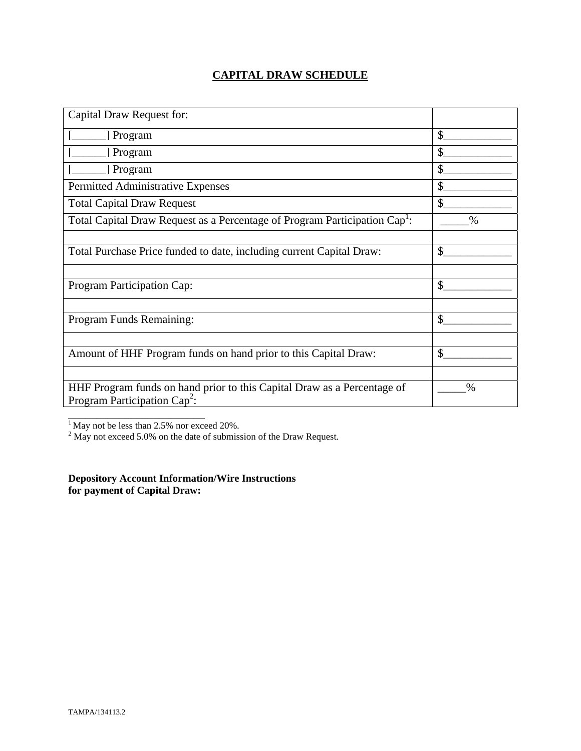# CAPITAL DRAW SCHEDULE

| Capital Draw Request for: | |
|---|---|
| [______] Program | $____________ |
| [______] Program | $____________ |
| [______] Program | $____________ |
| Permitted Administrative Expenses | $____________ |
| Total Capital Draw Request | $____________ |
| Total Capital Draw Request as a Percentage of Program Participation Cap[1]: | _____% |
| | |
| Total Purchase Price funded to date, including current Capital Draw: | $____________ |
| | |
| Program Participation Cap: | $____________ |
| | |
| Program Funds Remaining: | $____________ |
| | |
| Amount of HHF Program funds on hand prior to this Capital Draw: | $____________ |
| | |
| HHF Program funds on hand prior to this Capital Draw as a Percentage of Program Participation Cap[2]: | _____% |

[1] May not be less than 2.5% nor exceed 20%.
[2] May not exceed 5.0% on the date of submission of the Draw Request.

**Depository Account Information/Wire Instructions for payment of Capital Draw:**

TAMPA/134113.2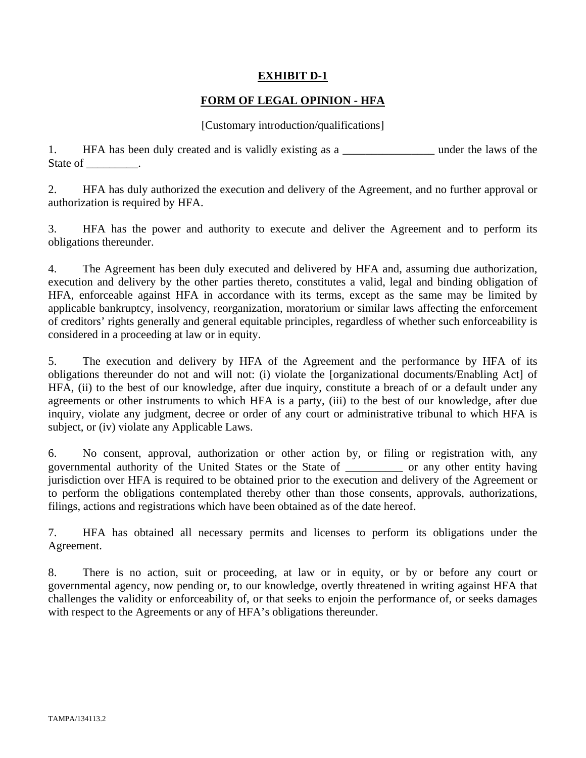# EXHIBIT D-1

## FORM OF LEGAL OPINION - HFA

[Customary introduction/qualifications]

1. HFA has been duly created and is validly existing as a ________________ under the laws of the State of _________.

2. HFA has duly authorized the execution and delivery of the Agreement, and no further approval or authorization is required by HFA.

3. HFA has the power and authority to execute and deliver the Agreement and to perform its obligations thereunder.

4. The Agreement has been duly executed and delivered by HFA and, assuming due authorization, execution and delivery by the other parties thereto, constitutes a valid, legal and binding obligation of HFA, enforceable against HFA in accordance with its terms, except as the same may be limited by applicable bankruptcy, insolvency, reorganization, moratorium or similar laws affecting the enforcement of creditors' rights generally and general equitable principles, regardless of whether such enforceability is considered in a proceeding at law or in equity.

5. The execution and delivery by HFA of the Agreement and the performance by HFA of its obligations thereunder do not and will not: (i) violate the [organizational documents/Enabling Act] of HFA, (ii) to the best of our knowledge, after due inquiry, constitute a breach of or a default under any agreements or other instruments to which HFA is a party, (iii) to the best of our knowledge, after due inquiry, violate any judgment, decree or order of any court or administrative tribunal to which HFA is subject, or (iv) violate any Applicable Laws.

6. No consent, approval, authorization or other action by, or filing or registration with, any governmental authority of the United States or the State of __________ or any other entity having jurisdiction over HFA is required to be obtained prior to the execution and delivery of the Agreement or to perform the obligations contemplated thereby other than those consents, approvals, authorizations, filings, actions and registrations which have been obtained as of the date hereof.

7. HFA has obtained all necessary permits and licenses to perform its obligations under the Agreement.

8. There is no action, suit or proceeding, at law or in equity, or by or before any court or governmental agency, now pending or, to our knowledge, overtly threatened in writing against HFA that challenges the validity or enforceability of, or that seeks to enjoin the performance of, or seeks damages with respect to the Agreements or any of HFA's obligations thereunder.

TAMPA/134113.2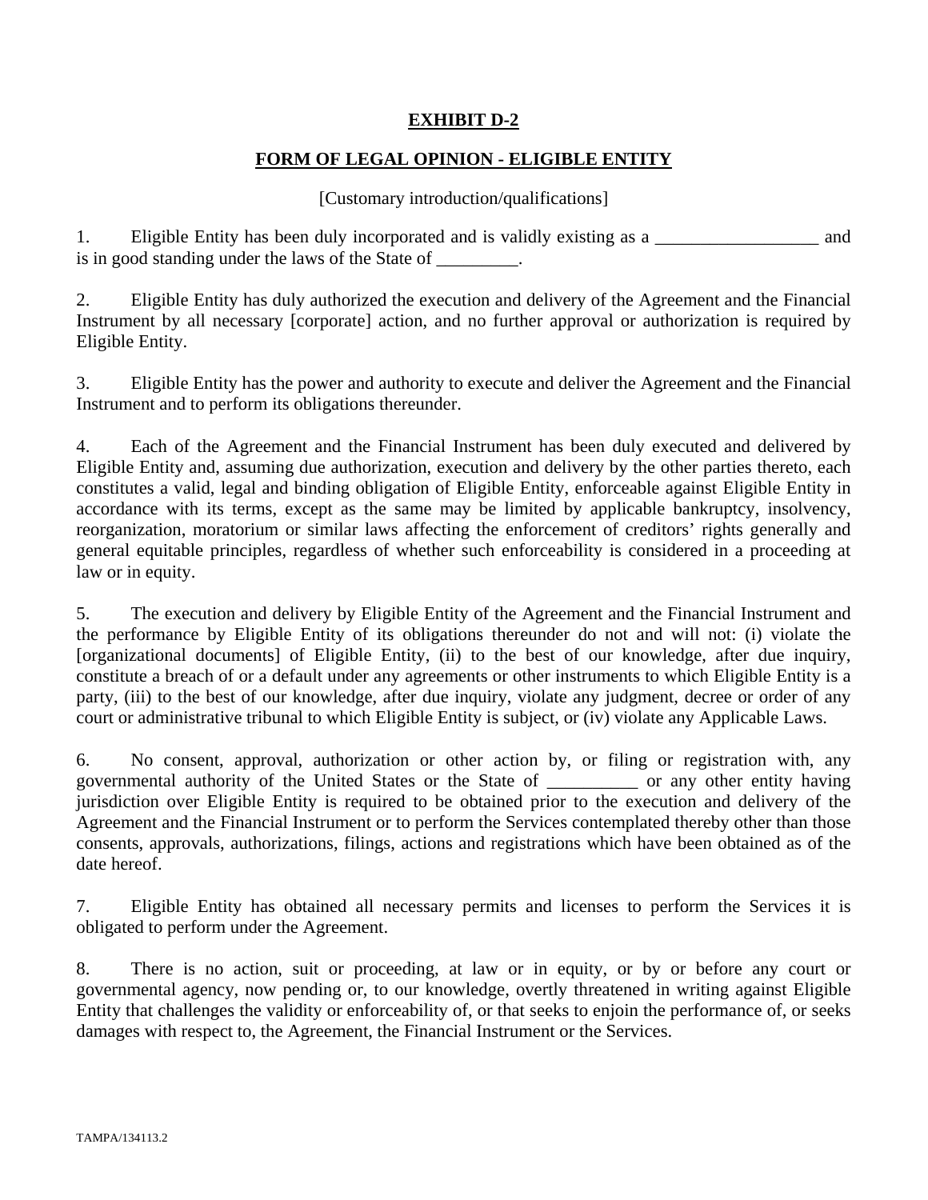# EXHIBIT D-2

## FORM OF LEGAL OPINION - ELIGIBLE ENTITY

[Customary introduction/qualifications]

1. Eligible Entity has been duly incorporated and is validly existing as a __________________ and is in good standing under the laws of the State of _________.

2. Eligible Entity has duly authorized the execution and delivery of the Agreement and the Financial Instrument by all necessary [corporate] action, and no further approval or authorization is required by Eligible Entity.

3. Eligible Entity has the power and authority to execute and deliver the Agreement and the Financial Instrument and to perform its obligations thereunder.

4. Each of the Agreement and the Financial Instrument has been duly executed and delivered by Eligible Entity and, assuming due authorization, execution and delivery by the other parties thereto, each constitutes a valid, legal and binding obligation of Eligible Entity, enforceable against Eligible Entity in accordance with its terms, except as the same may be limited by applicable bankruptcy, insolvency, reorganization, moratorium or similar laws affecting the enforcement of creditors' rights generally and general equitable principles, regardless of whether such enforceability is considered in a proceeding at law or in equity.

5. The execution and delivery by Eligible Entity of the Agreement and the Financial Instrument and the performance by Eligible Entity of its obligations thereunder do not and will not: (i) violate the [organizational documents] of Eligible Entity, (ii) to the best of our knowledge, after due inquiry, constitute a breach of or a default under any agreements or other instruments to which Eligible Entity is a party, (iii) to the best of our knowledge, after due inquiry, violate any judgment, decree or order of any court or administrative tribunal to which Eligible Entity is subject, or (iv) violate any Applicable Laws.

6. No consent, approval, authorization or other action by, or filing or registration with, any governmental authority of the United States or the State of __________ or any other entity having jurisdiction over Eligible Entity is required to be obtained prior to the execution and delivery of the Agreement and the Financial Instrument or to perform the Services contemplated thereby other than those consents, approvals, authorizations, filings, actions and registrations which have been obtained as of the date hereof.

7. Eligible Entity has obtained all necessary permits and licenses to perform the Services it is obligated to perform under the Agreement.

8. There is no action, suit or proceeding, at law or in equity, or by or before any court or governmental agency, now pending or, to our knowledge, overtly threatened in writing against Eligible Entity that challenges the validity or enforceability of, or that seeks to enjoin the performance of, or seeks damages with respect to, the Agreement, the Financial Instrument or the Services.

TAMPA/134113.2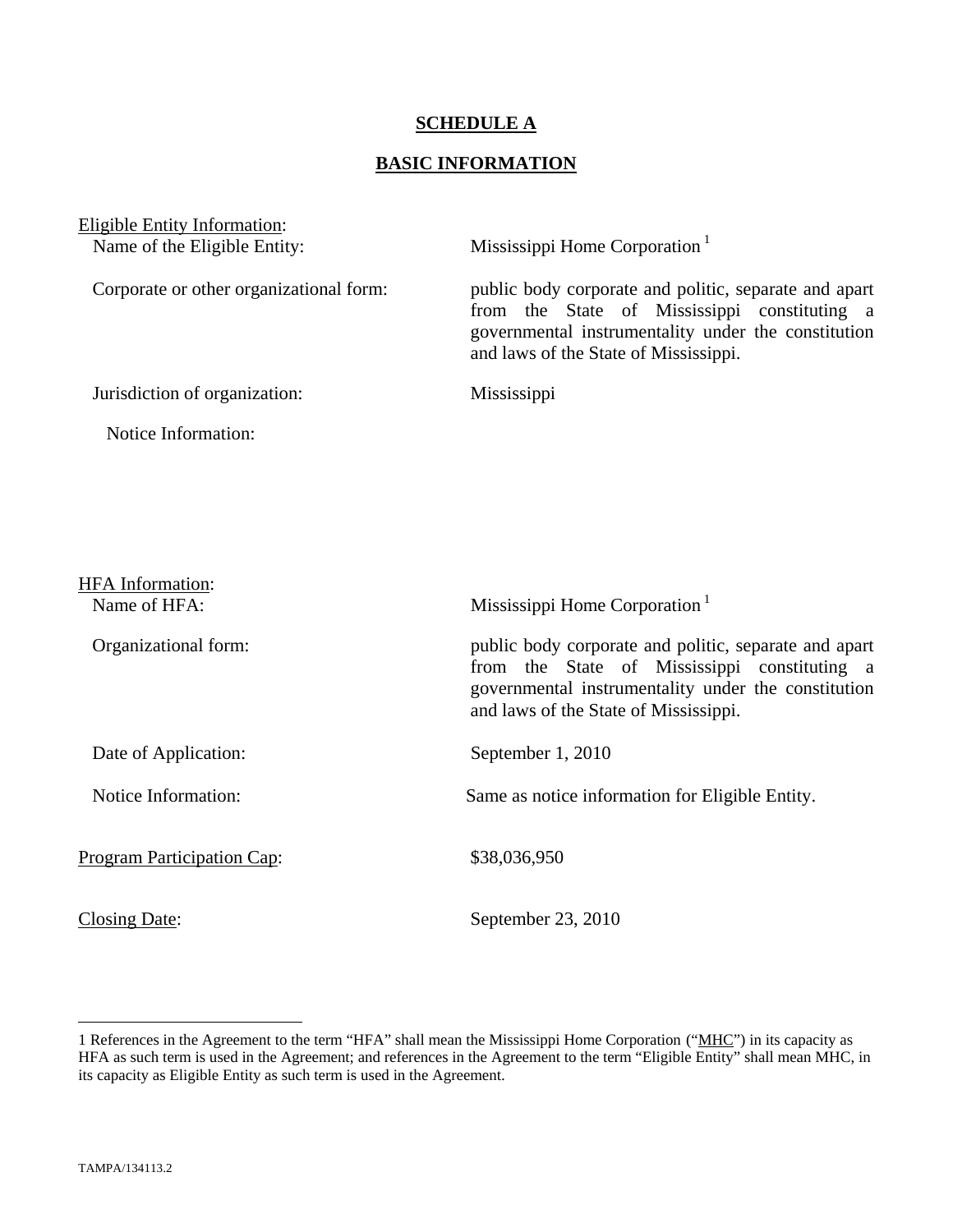# SCHEDULE A

## BASIC INFORMATION

Eligible Entity Information:

Name of the Eligible Entity: Mississippi Home Corporation [1]

Corporate or other organizational form: public body corporate and politic, separate and apart from the State of Mississippi constituting a governmental instrumentality under the constitution and laws of the State of Mississippi.

Jurisdiction of organization: Mississippi

Notice Information:

HFA Information:

Name of HFA: Mississippi Home Corporation [1]

Organizational form: public body corporate and politic, separate and apart from the State of Mississippi constituting a governmental instrumentality under the constitution and laws of the State of Mississippi.

Date of Application: September 1, 2010

Notice Information: Same as notice information for Eligible Entity.

Program Participation Cap: $38,036,950

Closing Date: September 23, 2010

---

1 References in the Agreement to the term "HFA" shall mean the Mississippi Home Corporation ("MHC") in its capacity as HFA as such term is used in the Agreement; and references in the Agreement to the term "Eligible Entity" shall mean MHC, in its capacity as Eligible Entity as such term is used in the Agreement.

TAMPA/134113.2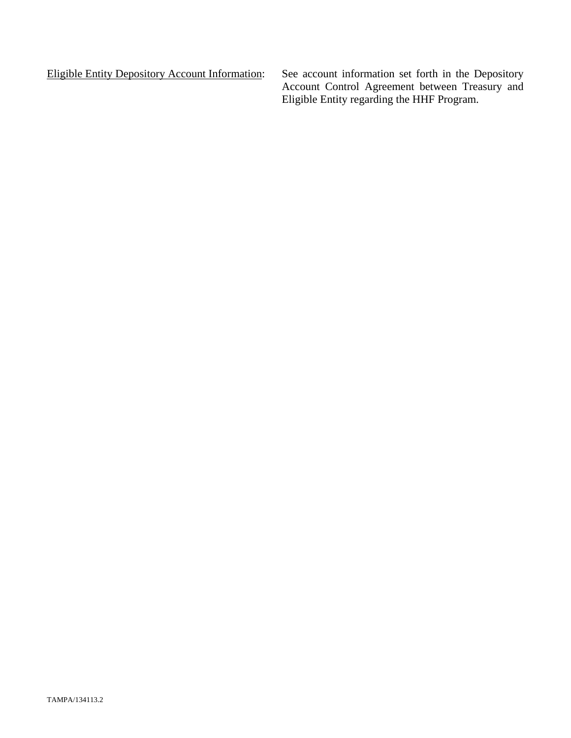Eligible Entity Depository Account Information: See account information set forth in the Depository Account Control Agreement between Treasury and Eligible Entity regarding the HHF Program.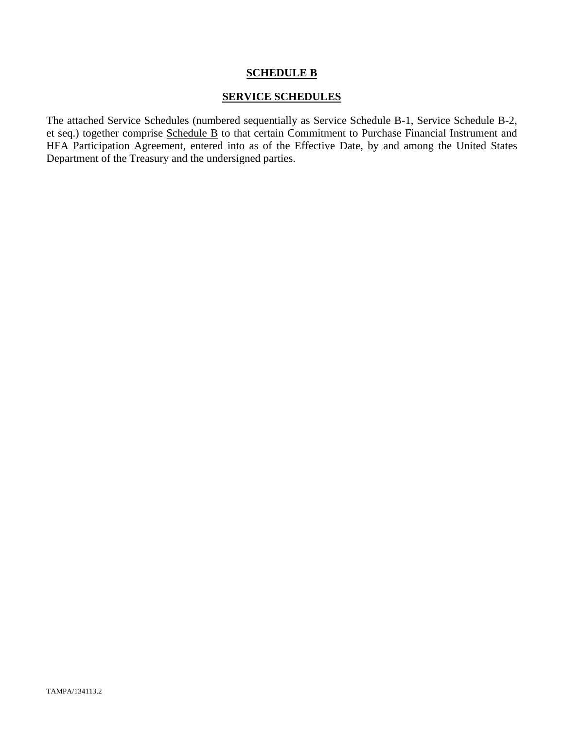**SCHEDULE B**

**SERVICE SCHEDULES**

The attached Service Schedules (numbered sequentially as Service Schedule B-1, Service Schedule B-2, et seq.) together comprise Schedule B to that certain Commitment to Purchase Financial Instrument and HFA Participation Agreement, entered into as of the Effective Date, by and among the United States Department of the Treasury and the undersigned parties.

TAMPA/134113.2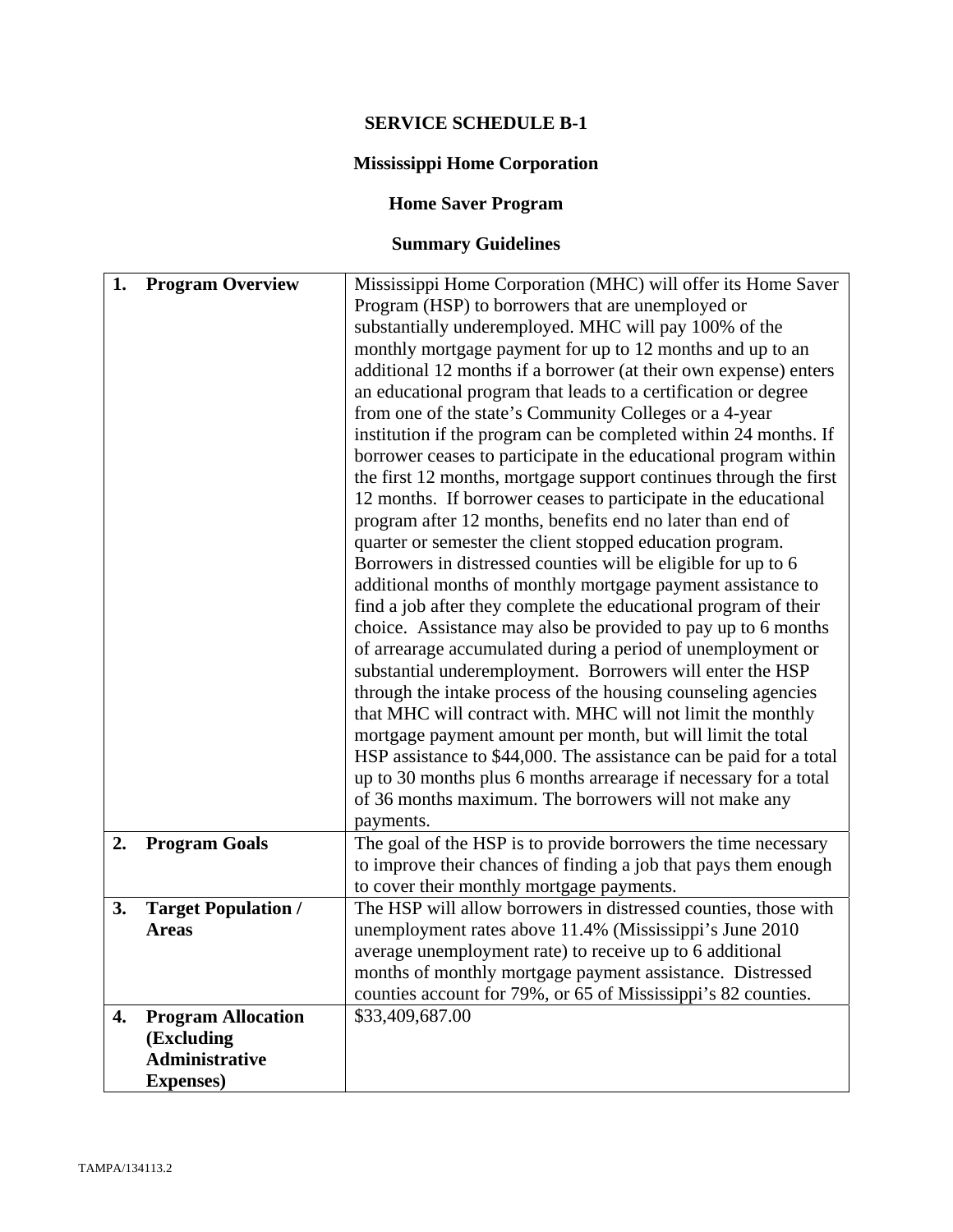# SERVICE SCHEDULE B-1

## Mississippi Home Corporation

## Home Saver Program

## Summary Guidelines

| | |
|---|---|
| **1. Program Overview** | Mississippi Home Corporation (MHC) will offer its Home Saver Program (HSP) to borrowers that are unemployed or substantially underemployed. MHC will pay 100% of the monthly mortgage payment for up to 12 months and up to an additional 12 months if a borrower (at their own expense) enters an educational program that leads to a certification or degree from one of the state's Community Colleges or a 4-year institution if the program can be completed within 24 months. If borrower ceases to participate in the educational program within the first 12 months, mortgage support continues through the first 12 months. If borrower ceases to participate in the educational program after 12 months, benefits end no later than end of quarter or semester the client stopped education program. Borrowers in distressed counties will be eligible for up to 6 additional months of monthly mortgage payment assistance to find a job after they complete the educational program of their choice. Assistance may also be provided to pay up to 6 months of arrearage accumulated during a period of unemployment or substantial underemployment. Borrowers will enter the HSP through the intake process of the housing counseling agencies that MHC will contract with. MHC will not limit the monthly mortgage payment amount per month, but will limit the total HSP assistance to $44,000. The assistance can be paid for a total up to 30 months plus 6 months arrearage if necessary for a total of 36 months maximum. The borrowers will not make any payments. |
| **2. Program Goals** | The goal of the HSP is to provide borrowers the time necessary to improve their chances of finding a job that pays them enough to cover their monthly mortgage payments. |
| **3. Target Population / Areas** | The HSP will allow borrowers in distressed counties, those with unemployment rates above 11.4% (Mississippi's June 2010 average unemployment rate) to receive up to 6 additional months of monthly mortgage payment assistance. Distressed counties account for 79%, or 65 of Mississippi's 82 counties. |
| **4. Program Allocation (Excluding Administrative Expenses)** | $33,409,687.00 |

TAMPA/134113.2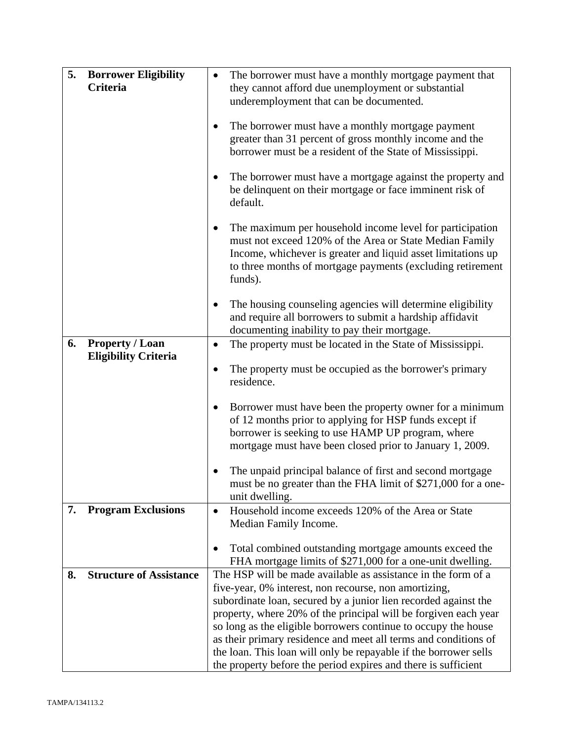| | | |
|---|---|---|
| **5.** | **Borrower Eligibility Criteria** | • The borrower must have a monthly mortgage payment that they cannot afford due unemployment or substantial underemployment that can be documented.<br><br>• The borrower must have a monthly mortgage payment greater than 31 percent of gross monthly income and the borrower must be a resident of the State of Mississippi.<br><br>• The borrower must have a mortgage against the property and be delinquent on their mortgage or face imminent risk of default.<br><br>• The maximum per household income level for participation must not exceed 120% of the Area or State Median Family Income, whichever is greater and liquid asset limitations up to three months of mortgage payments (excluding retirement funds).<br><br>• The housing counseling agencies will determine eligibility and require all borrowers to submit a hardship affidavit documenting inability to pay their mortgage. |
| **6.** | **Property / Loan Eligibility Criteria** | • The property must be located in the State of Mississippi.<br><br>• The property must be occupied as the borrower's primary residence.<br><br>• Borrower must have been the property owner for a minimum of 12 months prior to applying for HSP funds except if borrower is seeking to use HAMP UP program, where mortgage must have been closed prior to January 1, 2009.<br><br>• The unpaid principal balance of first and second mortgage must be no greater than the FHA limit of $271,000 for a one-unit dwelling. |
| **7.** | **Program Exclusions** | • Household income exceeds 120% of the Area or State Median Family Income.<br><br>• Total combined outstanding mortgage amounts exceed the FHA mortgage limits of $271,000 for a one-unit dwelling. |
| **8.** | **Structure of Assistance** | The HSP will be made available as assistance in the form of a five-year, 0% interest, non recourse, non amortizing, subordinate loan, secured by a junior lien recorded against the property, where 20% of the principal will be forgiven each year so long as the eligible borrowers continue to occupy the house as their primary residence and meet all terms and conditions of the loan. This loan will only be repayable if the borrower sells the property before the period expires and there is sufficient |

TAMPA/134113.2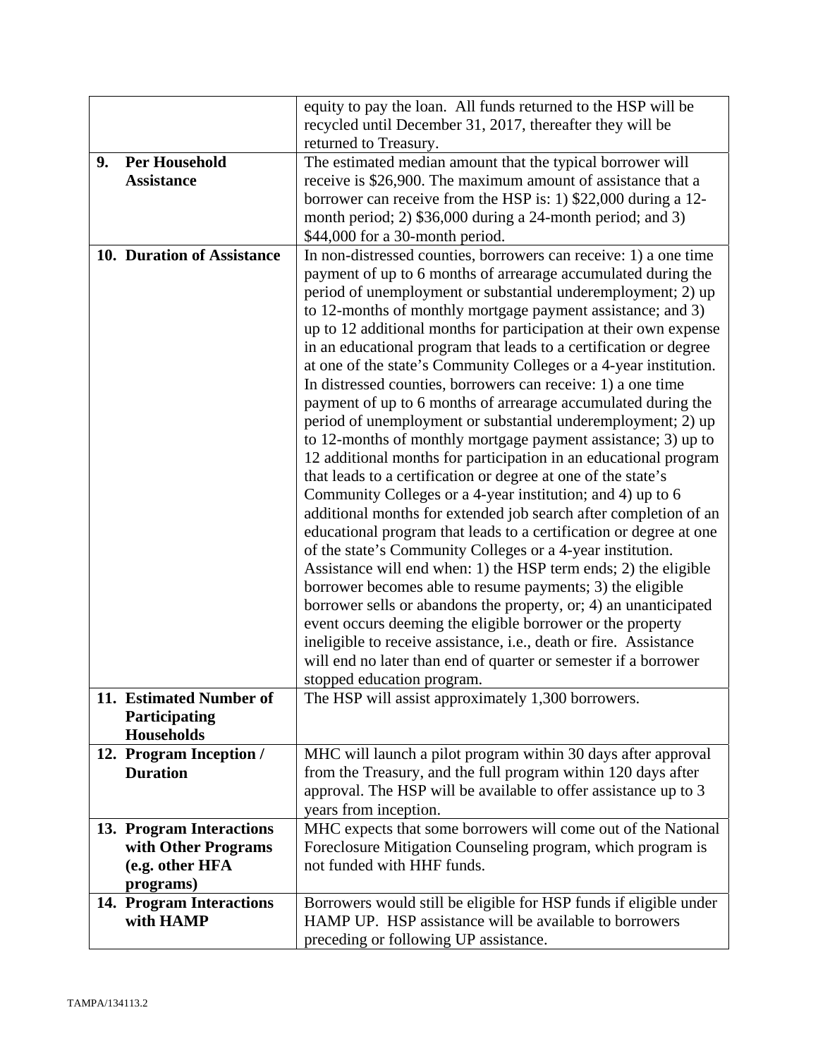| | |
|---|---|
| | equity to pay the loan. All funds returned to the HSP will be recycled until December 31, 2017, thereafter they will be returned to Treasury. |
| **9. Per Household Assistance** | The estimated median amount that the typical borrower will receive is $26,900. The maximum amount of assistance that a borrower can receive from the HSP is: 1) $22,000 during a 12-month period; 2) $36,000 during a 24-month period; and 3) $44,000 for a 30-month period. |
| **10. Duration of Assistance** | In non-distressed counties, borrowers can receive: 1) a one time payment of up to 6 months of arrearage accumulated during the period of unemployment or substantial underemployment; 2) up to 12-months of monthly mortgage payment assistance; and 3) up to 12 additional months for participation at their own expense in an educational program that leads to a certification or degree at one of the state's Community Colleges or a 4-year institution. In distressed counties, borrowers can receive: 1) a one time payment of up to 6 months of arrearage accumulated during the period of unemployment or substantial underemployment; 2) up to 12-months of monthly mortgage payment assistance; 3) up to 12 additional months for participation in an educational program that leads to a certification or degree at one of the state's Community Colleges or a 4-year institution; and 4) up to 6 additional months for extended job search after completion of an educational program that leads to a certification or degree at one of the state's Community Colleges or a 4-year institution. Assistance will end when: 1) the HSP term ends; 2) the eligible borrower becomes able to resume payments; 3) the eligible borrower sells or abandons the property, or; 4) an unanticipated event occurs deeming the eligible borrower or the property ineligible to receive assistance, i.e., death or fire. Assistance will end no later than end of quarter or semester if a borrower stopped education program. |
| **11. Estimated Number of Participating Households** | The HSP will assist approximately 1,300 borrowers. |
| **12. Program Inception / Duration** | MHC will launch a pilot program within 30 days after approval from the Treasury, and the full program within 120 days after approval. The HSP will be available to offer assistance up to 3 years from inception. |
| **13. Program Interactions with Other Programs (e.g. other HFA programs)** | MHC expects that some borrowers will come out of the National Foreclosure Mitigation Counseling program, which program is not funded with HHF funds. |
| **14. Program Interactions with HAMP** | Borrowers would still be eligible for HSP funds if eligible under HAMP UP. HSP assistance will be available to borrowers preceding or following UP assistance. |

TAMPA/134113.2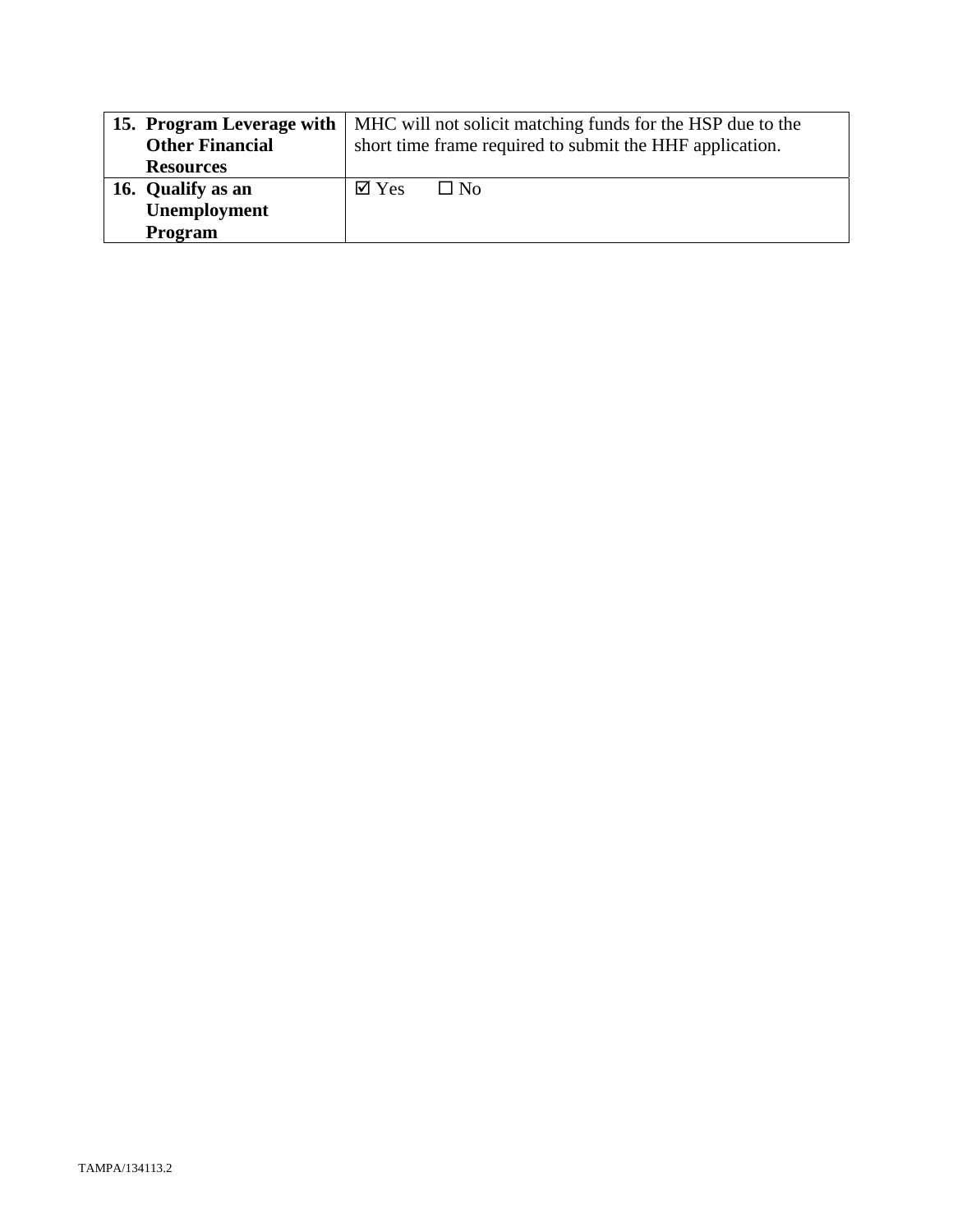| | |
|---|---|
| **15. Program Leverage with Other Financial Resources** | MHC will not solicit matching funds for the HSP due to the short time frame required to submit the HHF application. |
| **16. Qualify as an Unemployment Program** | ☑ Yes ☐ No |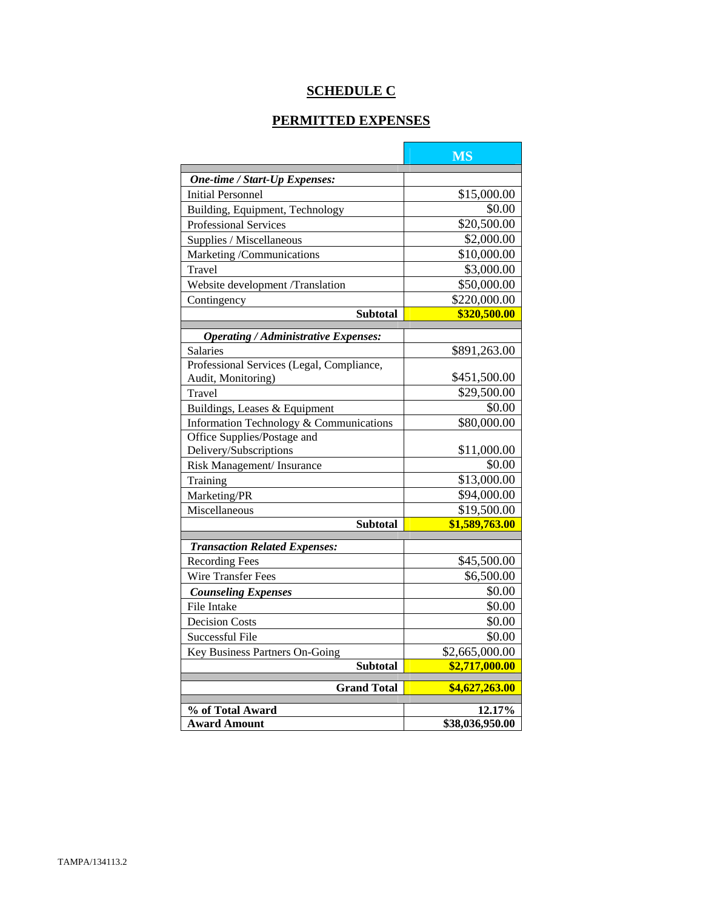## SCHEDULE C

## PERMITTED EXPENSES

| | MS |
|---|---|
| ***One-time / Start-Up Expenses:*** | |
| Initial Personnel | $15,000.00 |
| Building, Equipment, Technology | $0.00 |
| Professional Services | $20,500.00 |
| Supplies / Miscellaneous | $2,000.00 |
| Marketing /Communications | $10,000.00 |
| Travel | $3,000.00 |
| Website development /Translation | $50,000.00 |
| Contingency | $220,000.00 |
| **Subtotal** | **$320,500.00** |
| ***Operating / Administrative Expenses:*** | |
| Salaries | $891,263.00 |
| Professional Services (Legal, Compliance, Audit, Monitoring) | $451,500.00 |
| Travel | $29,500.00 |
| Buildings, Leases & Equipment | $0.00 |
| Information Technology & Communications | $80,000.00 |
| Office Supplies/Postage and Delivery/Subscriptions | $11,000.00 |
| Risk Management/ Insurance | $0.00 |
| Training | $13,000.00 |
| Marketing/PR | $94,000.00 |
| Miscellaneous | $19,500.00 |
| **Subtotal** | **$1,589,763.00** |
| ***Transaction Related Expenses:*** | |
| Recording Fees | $45,500.00 |
| Wire Transfer Fees | $6,500.00 |
| ***Counseling Expenses*** | $0.00 |
| File Intake | $0.00 |
| Decision Costs | $0.00 |
| Successful File | $0.00 |
| Key Business Partners On-Going | $2,665,000.00 |
| **Subtotal** | **$2,717,000.00** |
| **Grand Total** | **$4,627,263.00** |
| **% of Total Award** | **12.17%** |
| **Award Amount** | **$38,036,950.00** |

TAMPA/134113.2